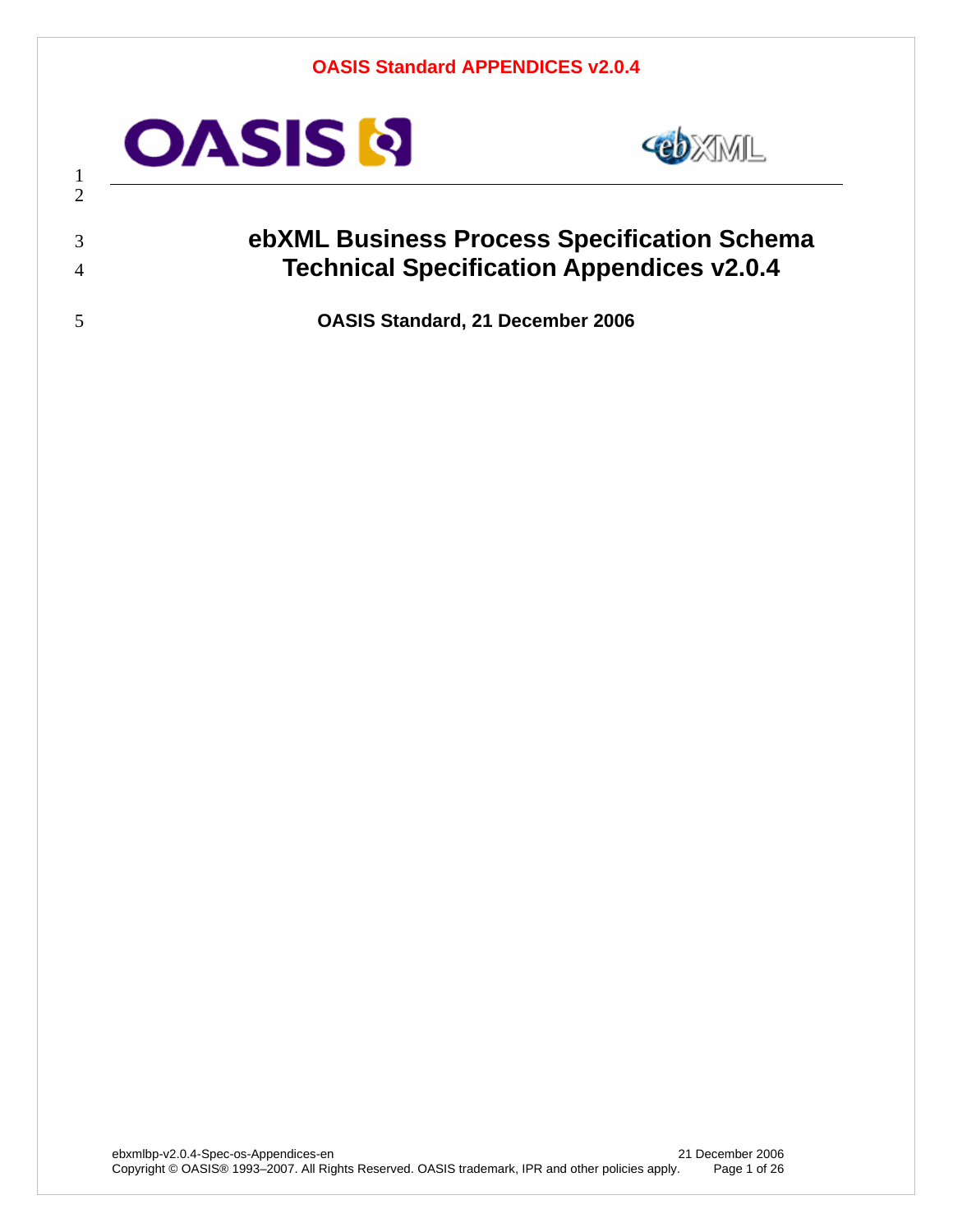**OASIS Standard APPENDICES v2.0.4**

# ebXML Business Process Specification Schema Technical Specification Appendices v2.0.4

**OASIS Standard, 21 December 2006**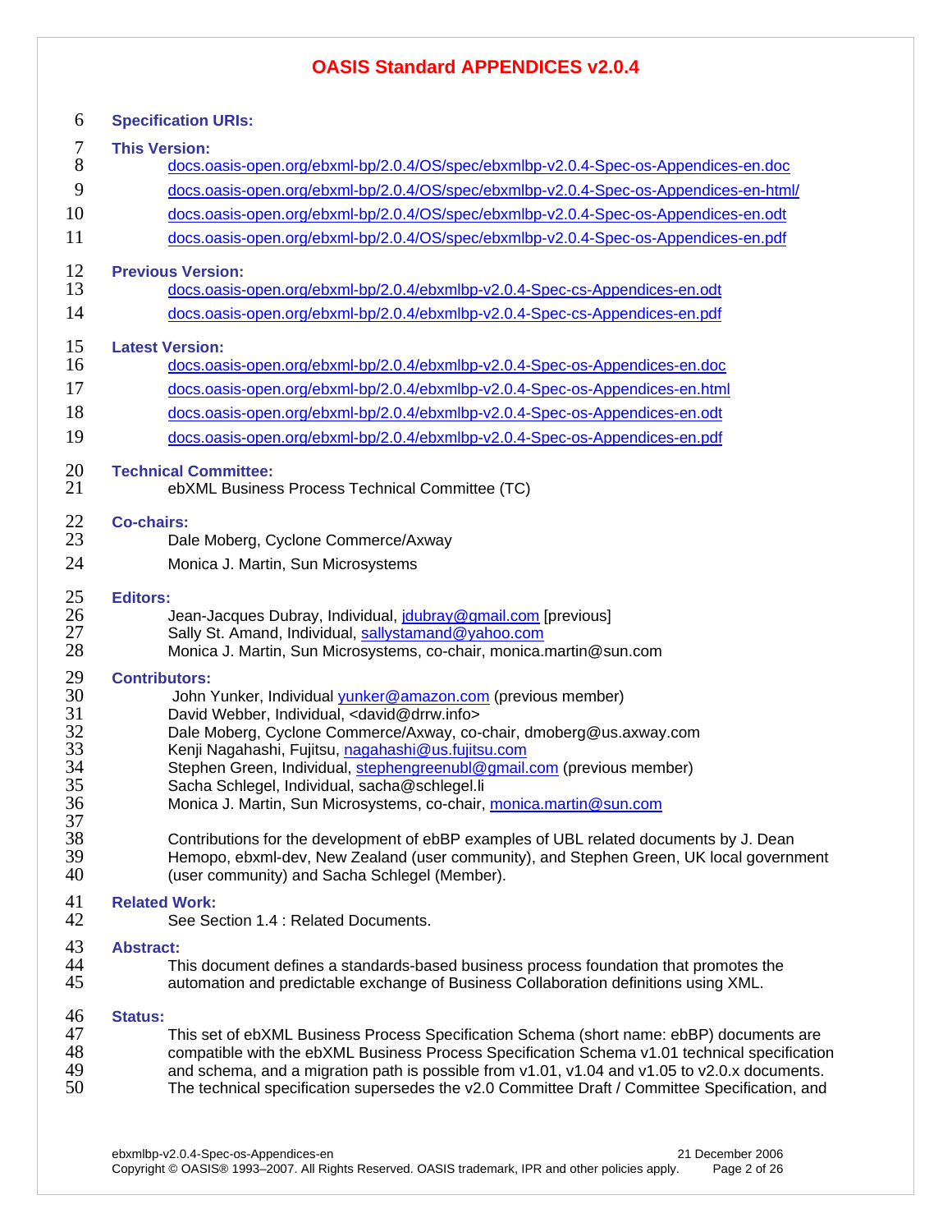## OASIS Standard APPENDICES v2.0.4

**Specification URIs:**

**This Version:**

docs.oasis-open.org/ebxml-bp/2.0.4/OS/spec/ebxmlbp-v2.0.4-Spec-os-Appendices-en.doc

docs.oasis-open.org/ebxml-bp/2.0.4/OS/spec/ebxmlbp-v2.0.4-Spec-os-Appendices-en-html/

docs.oasis-open.org/ebxml-bp/2.0.4/OS/spec/ebxmlbp-v2.0.4-Spec-os-Appendices-en.odt

docs.oasis-open.org/ebxml-bp/2.0.4/OS/spec/ebxmlbp-v2.0.4-Spec-os-Appendices-en.pdf

**Previous Version:**

docs.oasis-open.org/ebxml-bp/2.0.4/ebxmlbp-v2.0.4-Spec-cs-Appendices-en.odt

docs.oasis-open.org/ebxml-bp/2.0.4/ebxmlbp-v2.0.4-Spec-cs-Appendices-en.pdf

**Latest Version:**

docs.oasis-open.org/ebxml-bp/2.0.4/ebxmlbp-v2.0.4-Spec-os-Appendices-en.doc

docs.oasis-open.org/ebxml-bp/2.0.4/ebxmlbp-v2.0.4-Spec-os-Appendices-en.html

docs.oasis-open.org/ebxml-bp/2.0.4/ebxmlbp-v2.0.4-Spec-os-Appendices-en.odt

docs.oasis-open.org/ebxml-bp/2.0.4/ebxmlbp-v2.0.4-Spec-os-Appendices-en.pdf

**Technical Committee:**

ebXML Business Process Technical Committee (TC)

**Co-chairs:**

Dale Moberg, Cyclone Commerce/Axway

Monica J. Martin, Sun Microsystems

**Editors:**

Jean-Jacques Dubray, Individual, jdubray@gmail.com [previous]
Sally St. Amand, Individual, sallystamand@yahoo.com
Monica J. Martin, Sun Microsystems, co-chair, monica.martin@sun.com

**Contributors:**

John Yunker, Individual yunker@amazon.com (previous member)
David Webber, Individual, <david@drrw.info>
Dale Moberg, Cyclone Commerce/Axway, co-chair, dmoberg@us.axway.com
Kenji Nagahashi, Fujitsu, nagahashi@us.fujitsu.com
Stephen Green, Individual, stephengreenubl@gmail.com (previous member)
Sacha Schlegel, Individual, sacha@schlegel.li
Monica J. Martin, Sun Microsystems, co-chair, monica.martin@sun.com

Contributions for the development of ebBP examples of UBL related documents by J. Dean Hemopo, ebxml-dev, New Zealand (user community), and Stephen Green, UK local government (user community) and Sacha Schlegel (Member).

**Related Work:**

See Section 1.4 : Related Documents.

**Abstract:**

This document defines a standards-based business process foundation that promotes the automation and predictable exchange of Business Collaboration definitions using XML.

**Status:**

This set of ebXML Business Process Specification Schema (short name: ebBP) documents are compatible with the ebXML Business Process Specification Schema v1.01 technical specification and schema, and a migration path is possible from v1.01, v1.04 and v1.05 to v2.0.x documents. The technical specification supersedes the v2.0 Committee Draft / Committee Specification, and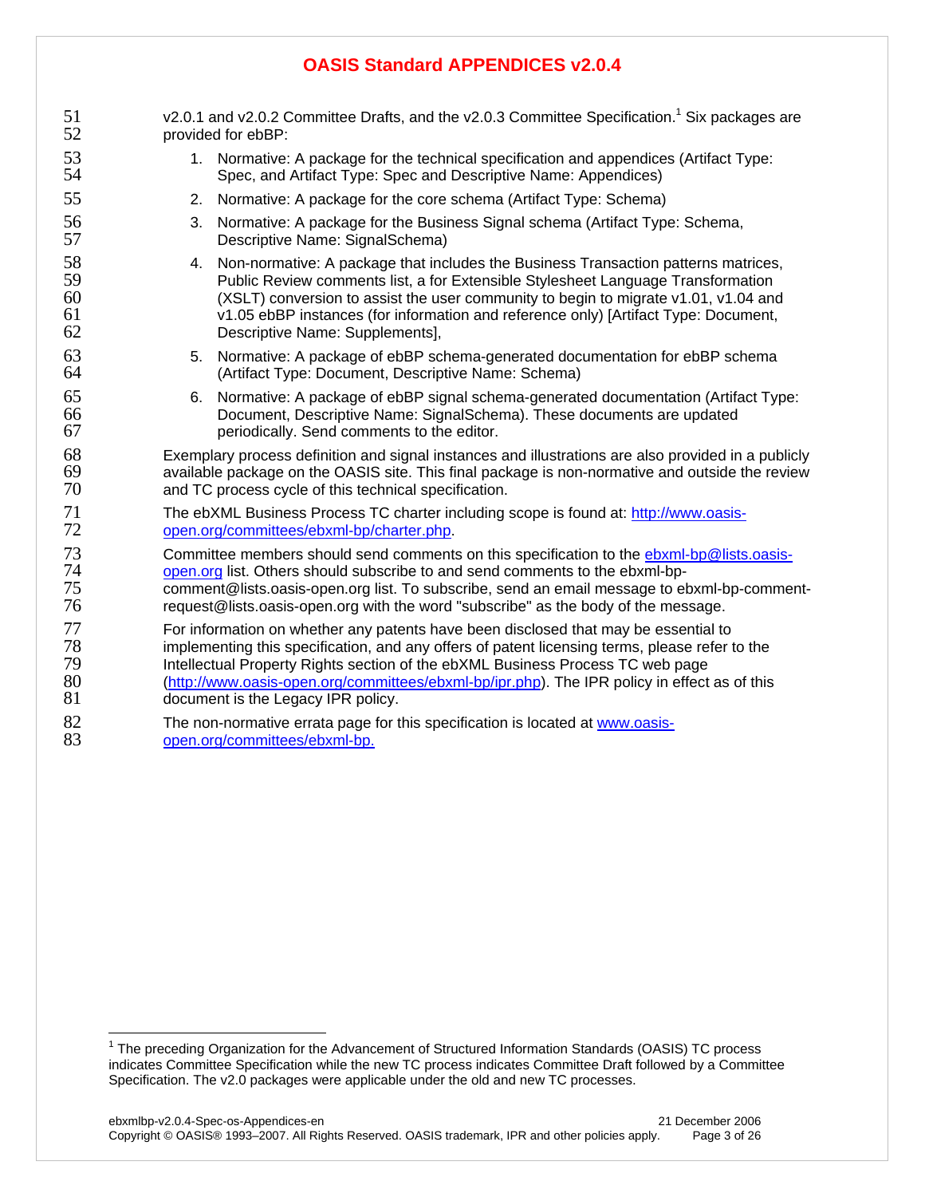v2.0.1 and v2.0.2 Committee Drafts, and the v2.0.3 Committee Specification.[1] Six packages are provided for ebBP:

1. Normative: A package for the technical specification and appendices (Artifact Type: Spec, and Artifact Type: Spec and Descriptive Name: Appendices)
2. Normative: A package for the core schema (Artifact Type: Schema)
3. Normative: A package for the Business Signal schema (Artifact Type: Schema, Descriptive Name: SignalSchema)
4. Non-normative: A package that includes the Business Transaction patterns matrices, Public Review comments list, a for Extensible Stylesheet Language Transformation (XSLT) conversion to assist the user community to begin to migrate v1.01, v1.04 and v1.05 ebBP instances (for information and reference only) [Artifact Type: Document, Descriptive Name: Supplements],
5. Normative: A package of ebBP schema-generated documentation for ebBP schema (Artifact Type: Document, Descriptive Name: Schema)
6. Normative: A package of ebBP signal schema-generated documentation (Artifact Type: Document, Descriptive Name: SignalSchema). These documents are updated periodically. Send comments to the editor.

Exemplary process definition and signal instances and illustrations are also provided in a publicly available package on the OASIS site. This final package is non-normative and outside the review and TC process cycle of this technical specification.

The ebXML Business Process TC charter including scope is found at: [http://www.oasis-open.org/committees/ebxml-bp/charter.php](http://www.oasis-open.org/committees/ebxml-bp/charter.php).

Committee members should send comments on this specification to the [ebxml-bp@lists.oasis-open.org](mailto:ebxml-bp@lists.oasis-open.org) list. Others should subscribe to and send comments to the ebxml-bp-comment@lists.oasis-open.org list. To subscribe, send an email message to ebxml-bp-comment-request@lists.oasis-open.org with the word "subscribe" as the body of the message.

For information on whether any patents have been disclosed that may be essential to implementing this specification, and any offers of patent licensing terms, please refer to the Intellectual Property Rights section of the ebXML Business Process TC web page ([http://www.oasis-open.org/committees/ebxml-bp/ipr.php](http://www.oasis-open.org/committees/ebxml-bp/ipr.php)). The IPR policy in effect as of this document is the Legacy IPR policy.

The non-normative errata page for this specification is located at [www.oasis-open.org/committees/ebxml-bp.](http://www.oasis-open.org/committees/ebxml-bp)

---

[1] The preceding Organization for the Advancement of Structured Information Standards (OASIS) TC process indicates Committee Specification while the new TC process indicates Committee Draft followed by a Committee Specification. The v2.0 packages were applicable under the old and new TC processes.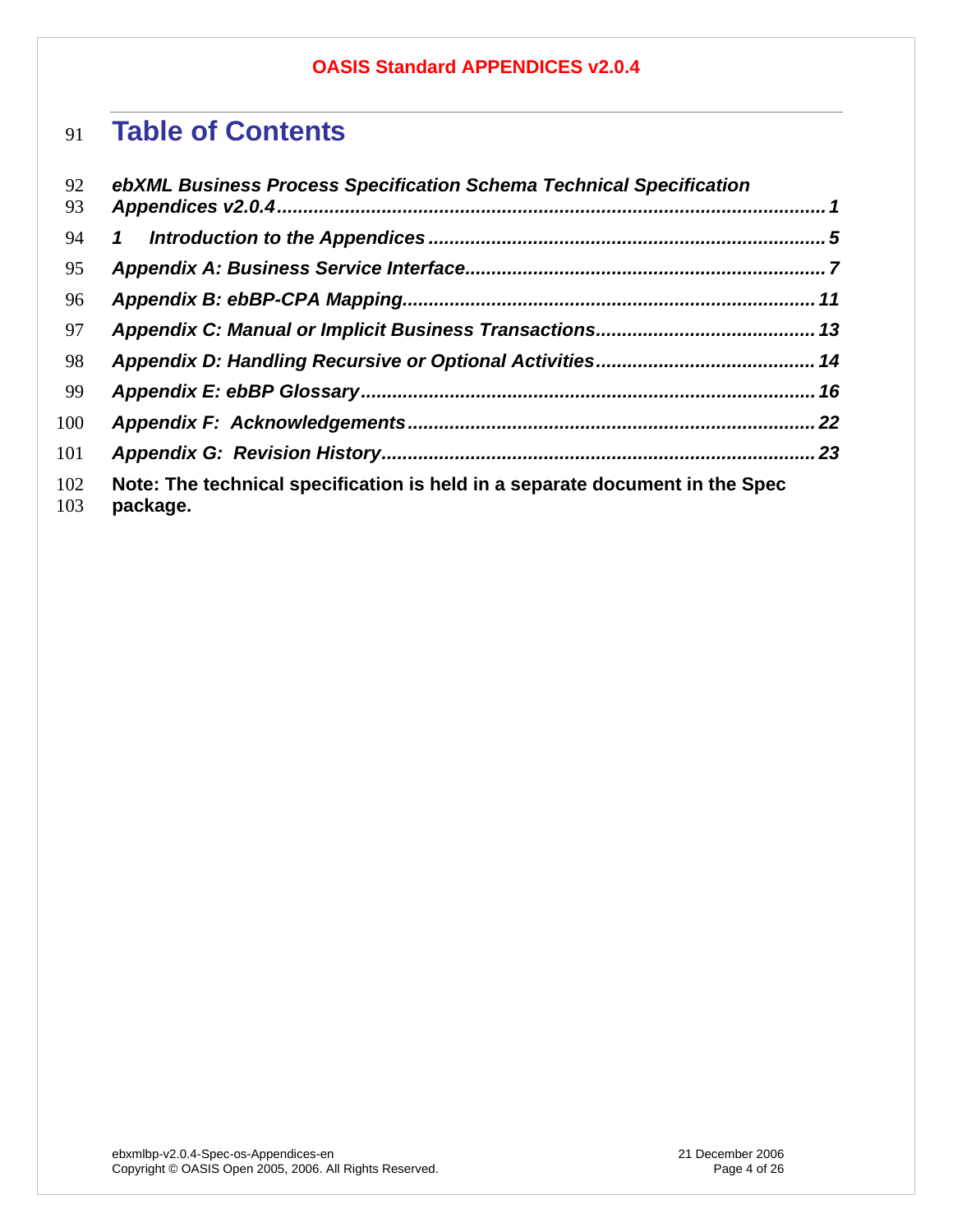# Table of Contents

*ebXML Business Process Specification Schema Technical Specification Appendices v2.0.4* ........ 1

*1 Introduction to the Appendices* ........ 5

*Appendix A: Business Service Interface* ........ 7

*Appendix B: ebBP-CPA Mapping* ........ 11

*Appendix C: Manual or Implicit Business Transactions* ........ 13

*Appendix D: Handling Recursive or Optional Activities* ........ 14

*Appendix E: ebBP Glossary* ........ 16

*Appendix F: Acknowledgements* ........ 22

*Appendix G: Revision History* ........ 23

**Note: The technical specification is held in a separate document in the Spec package.**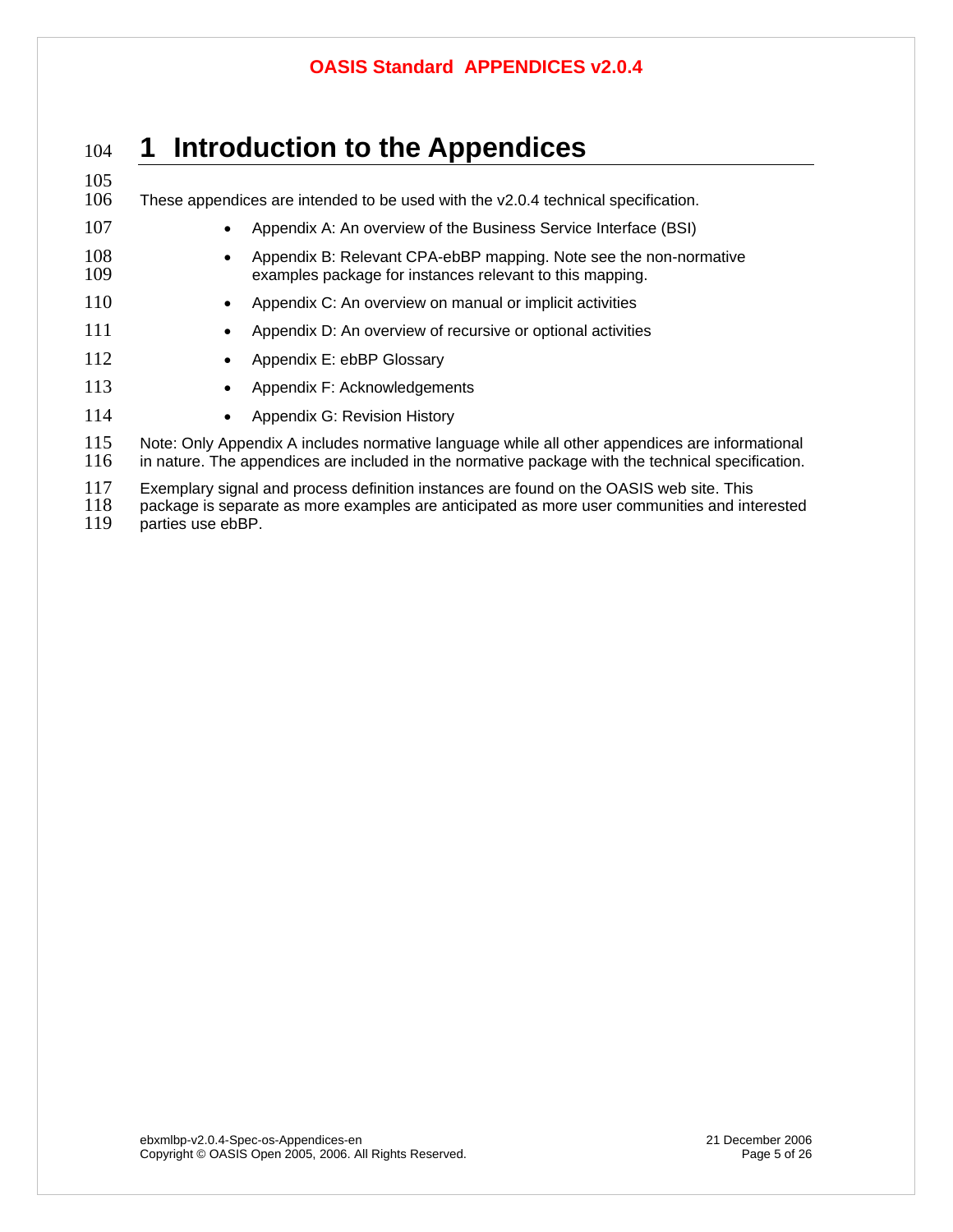# 1 Introduction to the Appendices

These appendices are intended to be used with the v2.0.4 technical specification.

- Appendix A: An overview of the Business Service Interface (BSI)
- Appendix B: Relevant CPA-ebBP mapping. Note see the non-normative examples package for instances relevant to this mapping.
- Appendix C: An overview on manual or implicit activities
- Appendix D: An overview of recursive or optional activities
- Appendix E: ebBP Glossary
- Appendix F: Acknowledgements
- Appendix G: Revision History

Note: Only Appendix A includes normative language while all other appendices are informational in nature. The appendices are included in the normative package with the technical specification.

Exemplary signal and process definition instances are found on the OASIS web site. This package is separate as more examples are anticipated as more user communities and interested parties use ebBP.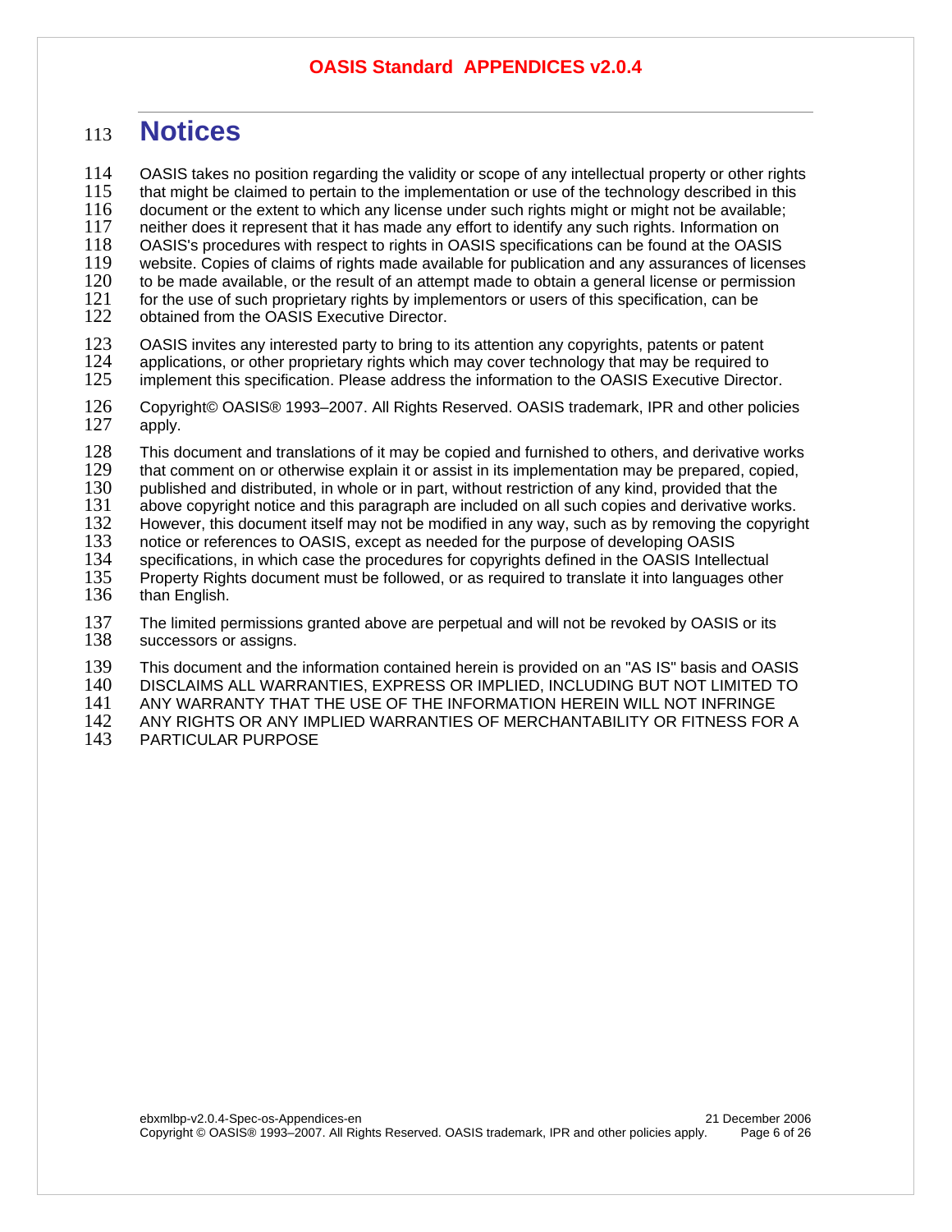# Notices

OASIS takes no position regarding the validity or scope of any intellectual property or other rights that might be claimed to pertain to the implementation or use of the technology described in this document or the extent to which any license under such rights might or might not be available; neither does it represent that it has made any effort to identify any such rights. Information on OASIS's procedures with respect to rights in OASIS specifications can be found at the OASIS website. Copies of claims of rights made available for publication and any assurances of licenses to be made available, or the result of an attempt made to obtain a general license or permission for the use of such proprietary rights by implementors or users of this specification, can be obtained from the OASIS Executive Director.

OASIS invites any interested party to bring to its attention any copyrights, patents or patent applications, or other proprietary rights which may cover technology that may be required to implement this specification. Please address the information to the OASIS Executive Director.

Copyright© OASIS® 1993–2007. All Rights Reserved. OASIS trademark, IPR and other policies apply.

This document and translations of it may be copied and furnished to others, and derivative works that comment on or otherwise explain it or assist in its implementation may be prepared, copied, published and distributed, in whole or in part, without restriction of any kind, provided that the above copyright notice and this paragraph are included on all such copies and derivative works. However, this document itself may not be modified in any way, such as by removing the copyright notice or references to OASIS, except as needed for the purpose of developing OASIS specifications, in which case the procedures for copyrights defined in the OASIS Intellectual Property Rights document must be followed, or as required to translate it into languages other than English.

The limited permissions granted above are perpetual and will not be revoked by OASIS or its successors or assigns.

This document and the information contained herein is provided on an "AS IS" basis and OASIS DISCLAIMS ALL WARRANTIES, EXPRESS OR IMPLIED, INCLUDING BUT NOT LIMITED TO ANY WARRANTY THAT THE USE OF THE INFORMATION HEREIN WILL NOT INFRINGE ANY RIGHTS OR ANY IMPLIED WARRANTIES OF MERCHANTABILITY OR FITNESS FOR A PARTICULAR PURPOSE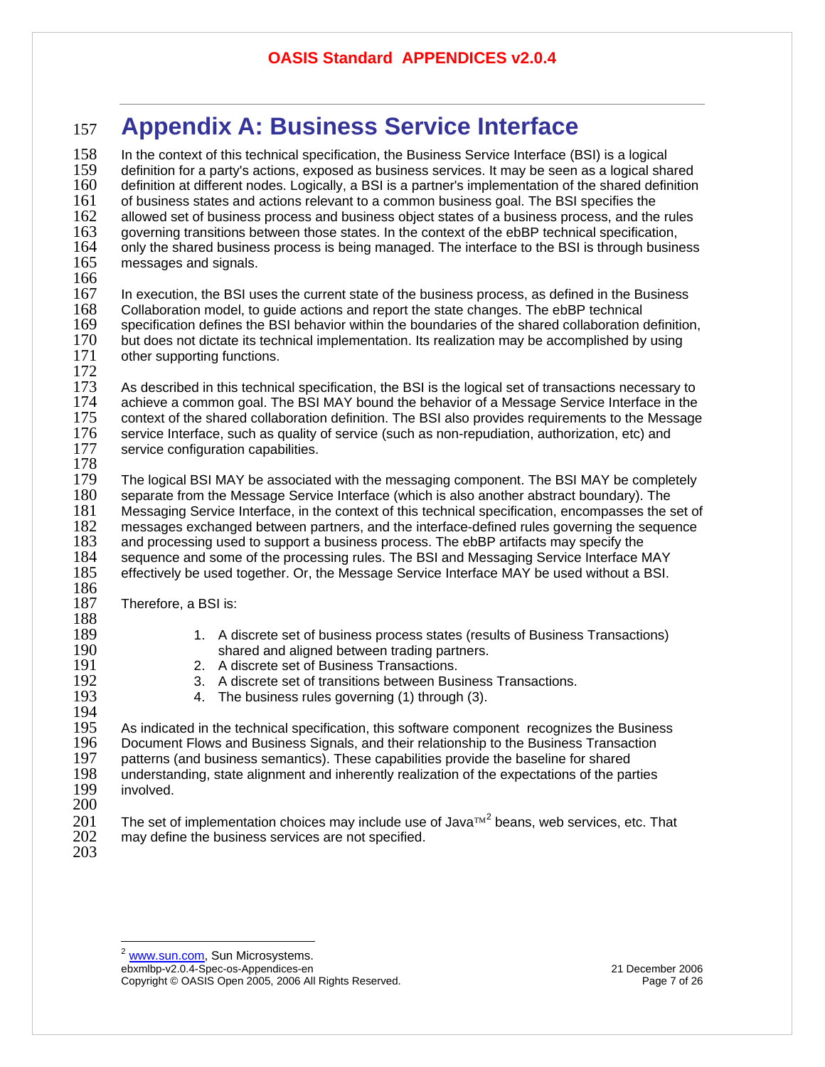# Appendix A: Business Service Interface

In the context of this technical specification, the Business Service Interface (BSI) is a logical definition for a party's actions, exposed as business services. It may be seen as a logical shared definition at different nodes. Logically, a BSI is a partner's implementation of the shared definition of business states and actions relevant to a common business goal. The BSI specifies the allowed set of business process and business object states of a business process, and the rules governing transitions between those states. In the context of the ebBP technical specification, only the shared business process is being managed. The interface to the BSI is through business messages and signals.

In execution, the BSI uses the current state of the business process, as defined in the Business Collaboration model, to guide actions and report the state changes. The ebBP technical specification defines the BSI behavior within the boundaries of the shared collaboration definition, but does not dictate its technical implementation. Its realization may be accomplished by using other supporting functions.

As described in this technical specification, the BSI is the logical set of transactions necessary to achieve a common goal. The BSI MAY bound the behavior of a Message Service Interface in the context of the shared collaboration definition. The BSI also provides requirements to the Message service Interface, such as quality of service (such as non-repudiation, authorization, etc) and service configuration capabilities.

The logical BSI MAY be associated with the messaging component. The BSI MAY be completely separate from the Message Service Interface (which is also another abstract boundary). The Messaging Service Interface, in the context of this technical specification, encompasses the set of messages exchanged between partners, and the interface-defined rules governing the sequence and processing used to support a business process. The ebBP artifacts may specify the sequence and some of the processing rules. The BSI and Messaging Service Interface MAY effectively be used together. Or, the Message Service Interface MAY be used without a BSI.

Therefore, a BSI is:

1. A discrete set of business process states (results of Business Transactions) shared and aligned between trading partners.
2. A discrete set of Business Transactions.
3. A discrete set of transitions between Business Transactions.
4. The business rules governing (1) through (3).

As indicated in the technical specification, this software component recognizes the Business Document Flows and Business Signals, and their relationship to the Business Transaction patterns (and business semantics). These capabilities provide the baseline for shared understanding, state alignment and inherently realization of the expectations of the parties involved.

The set of implementation choices may include use of Java™[2] beans, web services, etc. That may define the business services are not specified.

[2] www.sun.com, Sun Microsystems.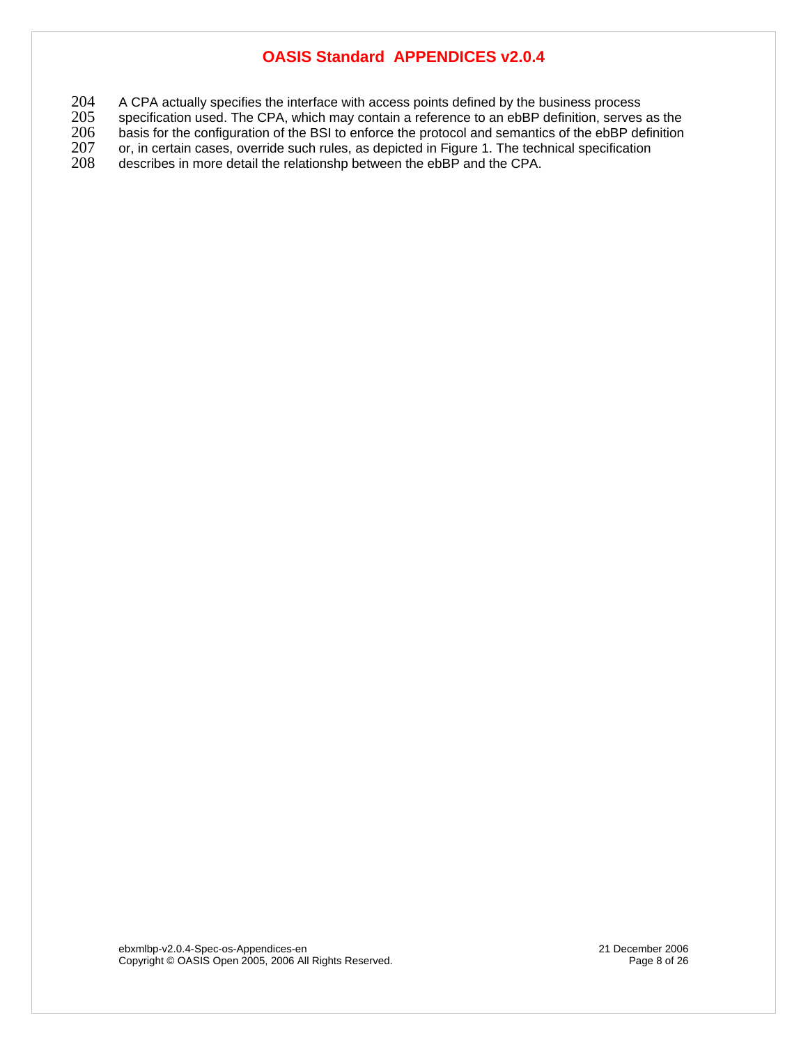A CPA actually specifies the interface with access points defined by the business process specification used. The CPA, which may contain a reference to an ebBP definition, serves as the basis for the configuration of the BSI to enforce the protocol and semantics of the ebBP definition or, in certain cases, override such rules, as depicted in Figure 1. The technical specification describes in more detail the relationshp between the ebBP and the CPA.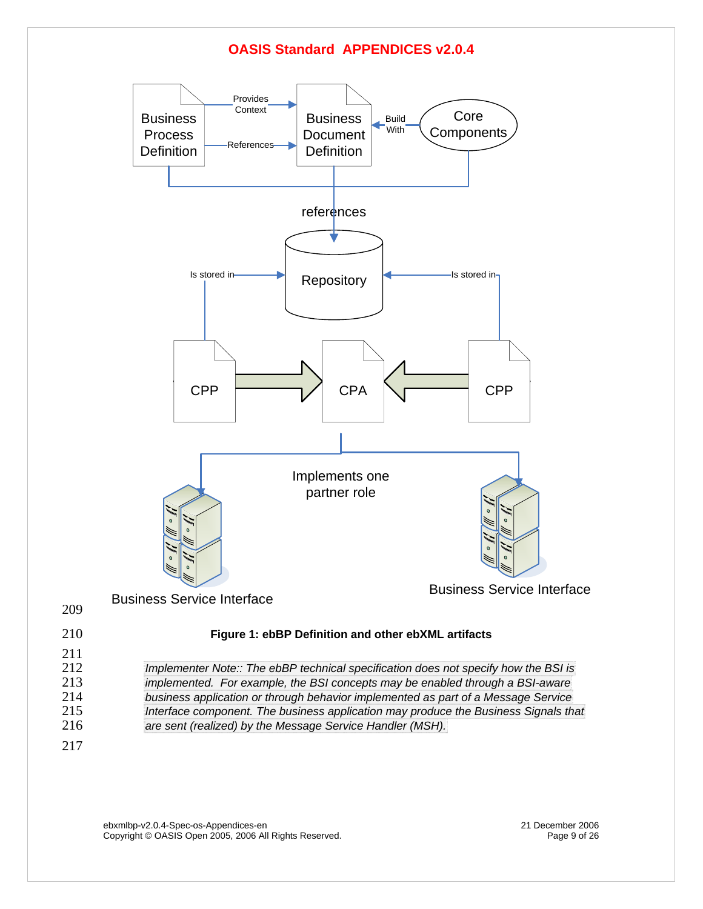Figure 1: ebBP Definition and other ebXML artifacts

*Implementer Note:: The ebBP technical specification does not specify how the BSI is implemented. For example, the BSI concepts may be enabled through a BSI-aware business application or through behavior implemented as part of a Message Service Interface component. The business application may produce the Business Signals that are sent (realized) by the Message Service Handler (MSH).*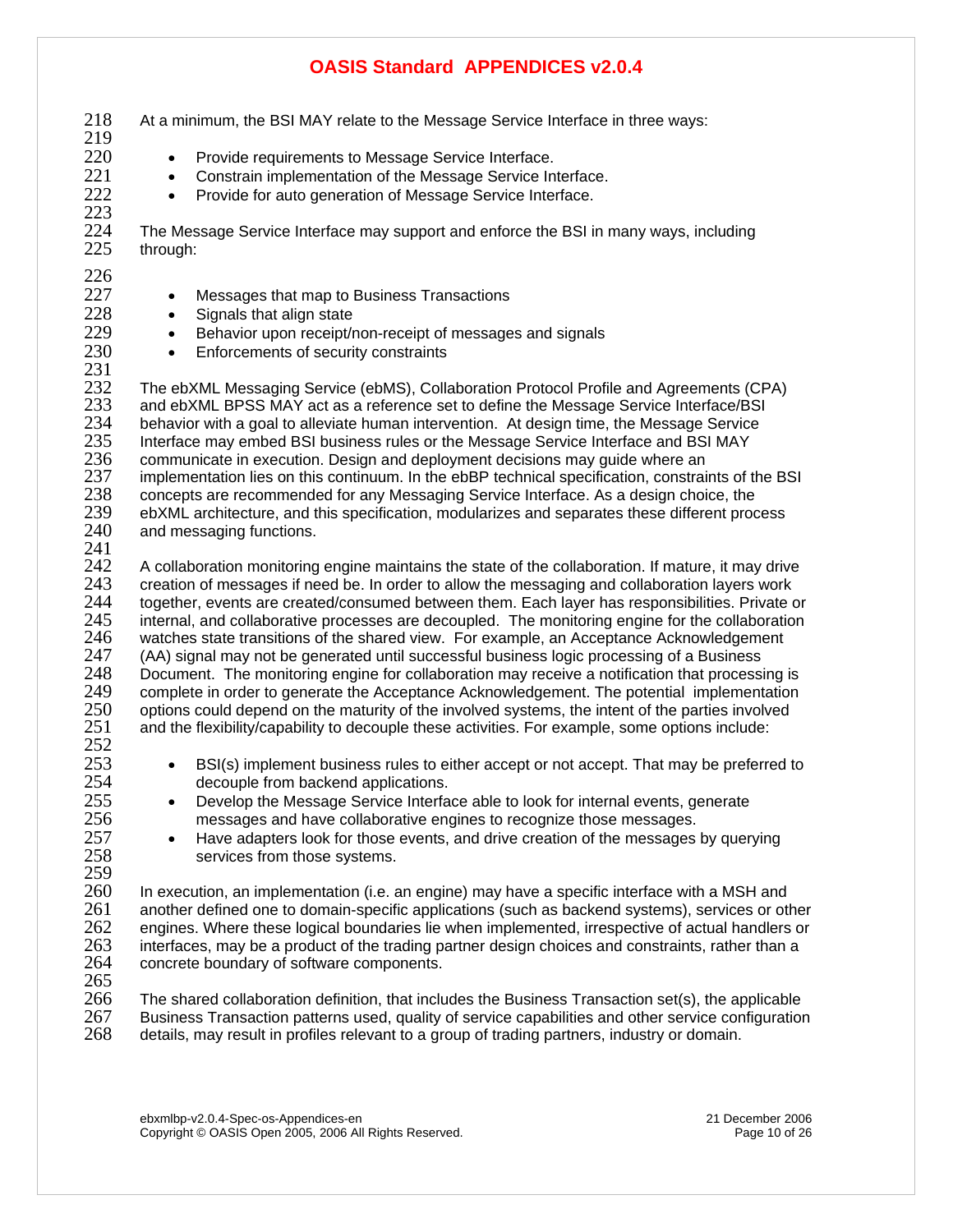At a minimum, the BSI MAY relate to the Message Service Interface in three ways:

- Provide requirements to Message Service Interface.
- Constrain implementation of the Message Service Interface.
- Provide for auto generation of Message Service Interface.

The Message Service Interface may support and enforce the BSI in many ways, including through:

- Messages that map to Business Transactions
- Signals that align state
- Behavior upon receipt/non-receipt of messages and signals
- Enforcements of security constraints

The ebXML Messaging Service (ebMS), Collaboration Protocol Profile and Agreements (CPA) and ebXML BPSS MAY act as a reference set to define the Message Service Interface/BSI behavior with a goal to alleviate human intervention. At design time, the Message Service Interface may embed BSI business rules or the Message Service Interface and BSI MAY communicate in execution. Design and deployment decisions may guide where an implementation lies on this continuum. In the ebBP technical specification, constraints of the BSI concepts are recommended for any Messaging Service Interface. As a design choice, the ebXML architecture, and this specification, modularizes and separates these different process and messaging functions.

A collaboration monitoring engine maintains the state of the collaboration. If mature, it may drive creation of messages if need be. In order to allow the messaging and collaboration layers work together, events are created/consumed between them. Each layer has responsibilities. Private or internal, and collaborative processes are decoupled. The monitoring engine for the collaboration watches state transitions of the shared view. For example, an Acceptance Acknowledgement (AA) signal may not be generated until successful business logic processing of a Business Document. The monitoring engine for collaboration may receive a notification that processing is complete in order to generate the Acceptance Acknowledgement. The potential implementation options could depend on the maturity of the involved systems, the intent of the parties involved and the flexibility/capability to decouple these activities. For example, some options include:

- BSI(s) implement business rules to either accept or not accept. That may be preferred to decouple from backend applications.
- Develop the Message Service Interface able to look for internal events, generate messages and have collaborative engines to recognize those messages.
- Have adapters look for those events, and drive creation of the messages by querying services from those systems.

In execution, an implementation (i.e. an engine) may have a specific interface with a MSH and another defined one to domain-specific applications (such as backend systems), services or other engines. Where these logical boundaries lie when implemented, irrespective of actual handlers or interfaces, may be a product of the trading partner design choices and constraints, rather than a concrete boundary of software components.

The shared collaboration definition, that includes the Business Transaction set(s), the applicable Business Transaction patterns used, quality of service capabilities and other service configuration details, may result in profiles relevant to a group of trading partners, industry or domain.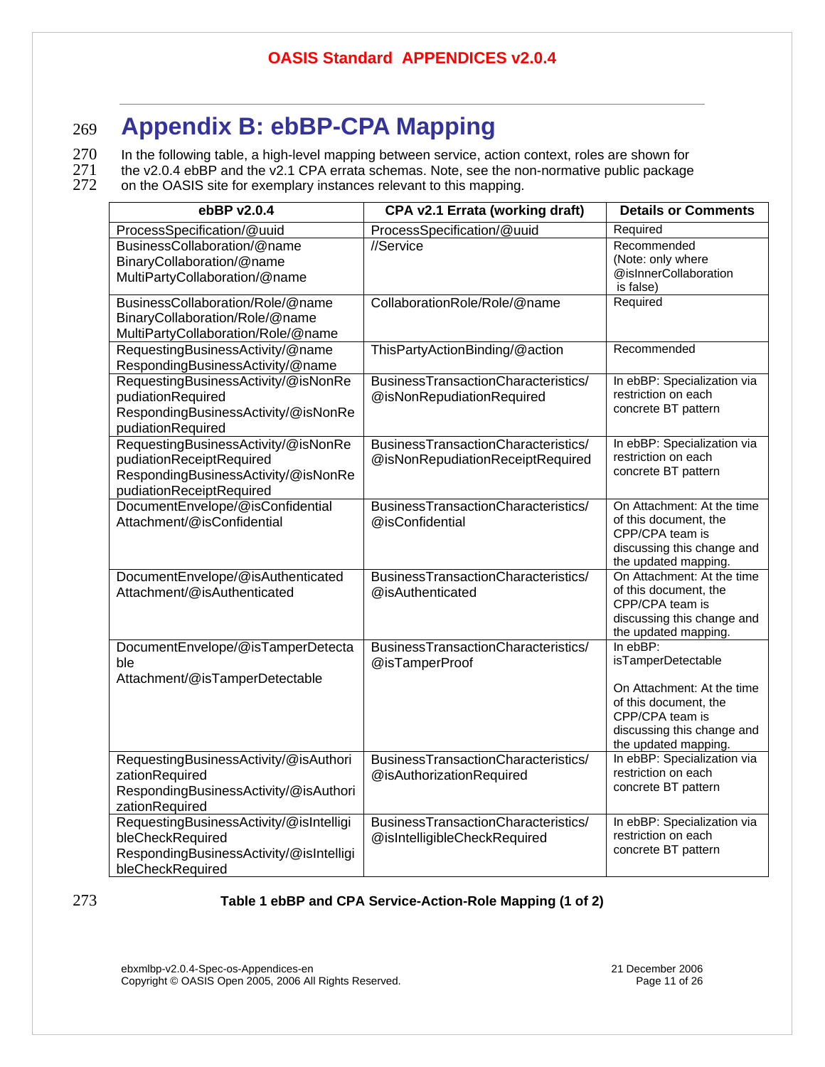# Appendix B: ebBP-CPA Mapping

In the following table, a high-level mapping between service, action context, roles are shown for the v2.0.4 ebBP and the v2.1 CPA errata schemas. Note, see the non-normative public package on the OASIS site for exemplary instances relevant to this mapping.

| ebBP v2.0.4 | CPA v2.1 Errata (working draft) | Details or Comments |
|---|---|---|
| ProcessSpecification/@uuid | ProcessSpecification/@uuid | Required |
| BusinessCollaboration/@name<br>BinaryCollaboration/@name<br>MultiPartyCollaboration/@name | //Service | Recommended<br>(Note: only where @isInnerCollaboration is false) |
| BusinessCollaboration/Role/@name<br>BinaryCollaboration/Role/@name<br>MultiPartyCollaboration/Role/@name | CollaborationRole/Role/@name | Required |
| RequestingBusinessActivity/@name<br>RespondingBusinessActivity/@name | ThisPartyActionBinding/@action | Recommended |
| RequestingBusinessActivity/@isNonRepudiationRequired<br>RespondingBusinessActivity/@isNonRepudiationRequired | BusinessTransactionCharacteristics/@isNonRepudiationRequired | In ebBP: Specialization via restriction on each concrete BT pattern |
| RequestingBusinessActivity/@isNonRepudiationReceiptRequired<br>RespondingBusinessActivity/@isNonRepudiationReceiptRequired | BusinessTransactionCharacteristics/@isNonRepudiationReceiptRequired | In ebBP: Specialization via restriction on each concrete BT pattern |
| DocumentEnvelope/@isConfidential<br>Attachment/@isConfidential | BusinessTransactionCharacteristics/@isConfidential | On Attachment: At the time of this document, the CPP/CPA team is discussing this change and the updated mapping. |
| DocumentEnvelope/@isAuthenticated<br>Attachment/@isAuthenticated | BusinessTransactionCharacteristics/@isAuthenticated | On Attachment: At the time of this document, the CPP/CPA team is discussing this change and the updated mapping. |
| DocumentEnvelope/@isTamperDetectable<br>Attachment/@isTamperDetectable | BusinessTransactionCharacteristics/@isTamperProof | In ebBP: isTamperDetectable<br><br>On Attachment: At the time of this document, the CPP/CPA team is discussing this change and the updated mapping. |
| RequestingBusinessActivity/@isAuthorizationRequired<br>RespondingBusinessActivity/@isAuthorizationRequired | BusinessTransactionCharacteristics/@isAuthorizationRequired | In ebBP: Specialization via restriction on each concrete BT pattern |
| RequestingBusinessActivity/@isIntelligibleCheckRequired<br>RespondingBusinessActivity/@isIntelligibleCheckRequired | BusinessTransactionCharacteristics/@isIntelligibleCheckRequired | In ebBP: Specialization via restriction on each concrete BT pattern |

**Table 1 ebBP and CPA Service-Action-Role Mapping (1 of 2)**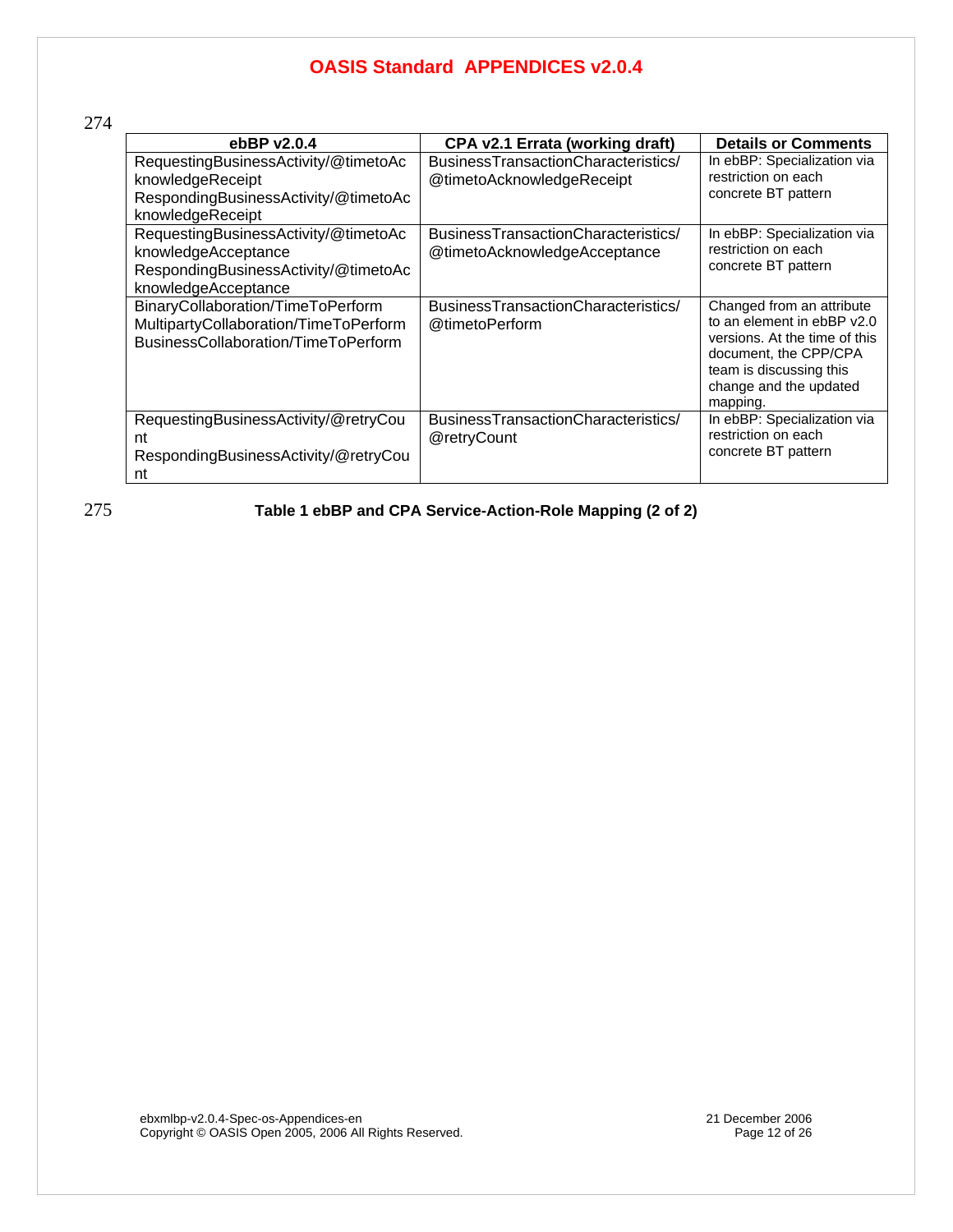| ebBP v2.0.4 | CPA v2.1 Errata (working draft) | Details or Comments |
|---|---|---|
| RequestingBusinessActivity/@timetoAcknowledgeReceipt RespondingBusinessActivity/@timetoAcknowledgeReceipt | BusinessTransactionCharacteristics/@timetoAcknowledgeReceipt | In ebBP: Specialization via restriction on each concrete BT pattern |
| RequestingBusinessActivity/@timetoAcknowledgeAcceptance RespondingBusinessActivity/@timetoAcknowledgeAcceptance | BusinessTransactionCharacteristics/@timetoAcknowledgeAcceptance | In ebBP: Specialization via restriction on each concrete BT pattern |
| BinaryCollaboration/TimeToPerform MultipartyCollaboration/TimeToPerform BusinessCollaboration/TimeToPerform | BusinessTransactionCharacteristics/@timetoPerform | Changed from an attribute to an element in ebBP v2.0 versions. At the time of this document, the CPP/CPA team is discussing this change and the updated mapping. |
| RequestingBusinessActivity/@retryCount RespondingBusinessActivity/@retryCount | BusinessTransactionCharacteristics/@retryCount | In ebBP: Specialization via restriction on each concrete BT pattern |

**Table 1 ebBP and CPA Service-Action-Role Mapping (2 of 2)**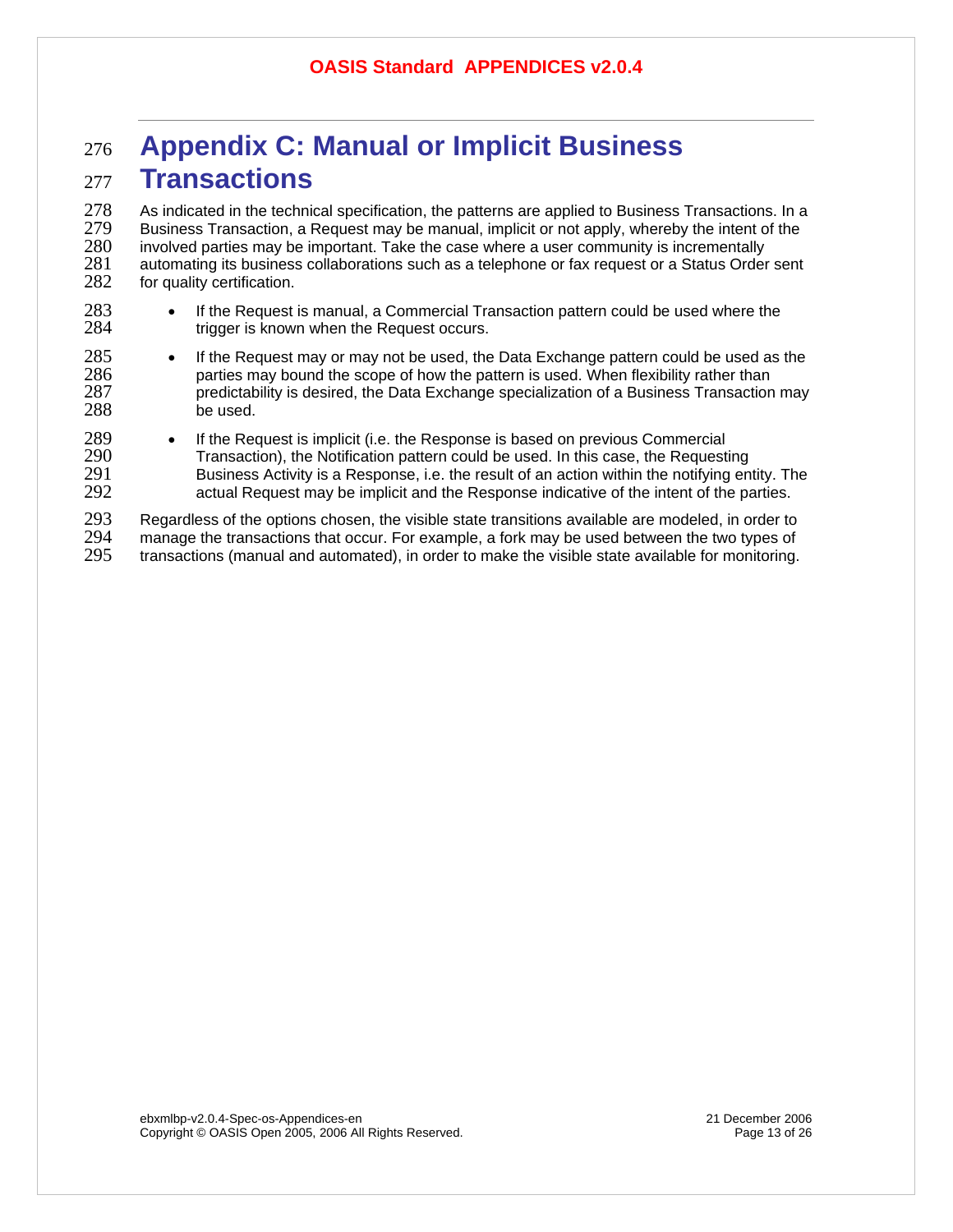# Appendix C: Manual or Implicit Business Transactions

As indicated in the technical specification, the patterns are applied to Business Transactions. In a Business Transaction, a Request may be manual, implicit or not apply, whereby the intent of the involved parties may be important. Take the case where a user community is incrementally automating its business collaborations such as a telephone or fax request or a Status Order sent for quality certification.

- If the Request is manual, a Commercial Transaction pattern could be used where the trigger is known when the Request occurs.
- If the Request may or may not be used, the Data Exchange pattern could be used as the parties may bound the scope of how the pattern is used. When flexibility rather than predictability is desired, the Data Exchange specialization of a Business Transaction may be used.
- If the Request is implicit (i.e. the Response is based on previous Commercial Transaction), the Notification pattern could be used. In this case, the Requesting Business Activity is a Response, i.e. the result of an action within the notifying entity. The actual Request may be implicit and the Response indicative of the intent of the parties.

Regardless of the options chosen, the visible state transitions available are modeled, in order to manage the transactions that occur. For example, a fork may be used between the two types of transactions (manual and automated), in order to make the visible state available for monitoring.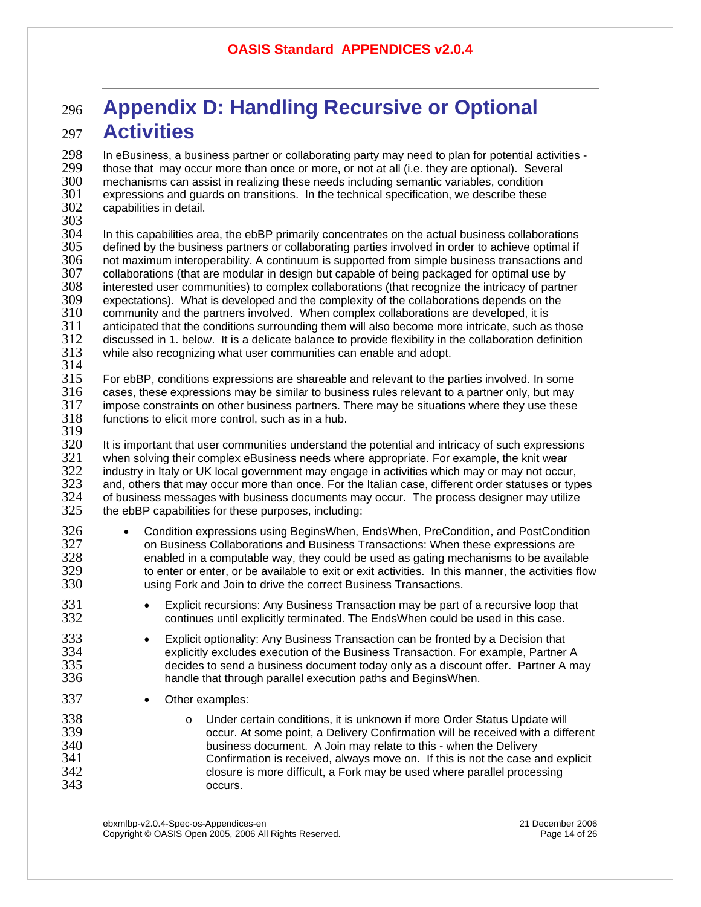# Appendix D: Handling Recursive or Optional Activities

In eBusiness, a business partner or collaborating party may need to plan for potential activities - those that may occur more than once or more, or not at all (i.e. they are optional). Several mechanisms can assist in realizing these needs including semantic variables, condition expressions and guards on transitions. In the technical specification, we describe these capabilities in detail.

In this capabilities area, the ebBP primarily concentrates on the actual business collaborations defined by the business partners or collaborating parties involved in order to achieve optimal if not maximum interoperability. A continuum is supported from simple business transactions and collaborations (that are modular in design but capable of being packaged for optimal use by interested user communities) to complex collaborations (that recognize the intricacy of partner expectations). What is developed and the complexity of the collaborations depends on the community and the partners involved. When complex collaborations are developed, it is anticipated that the conditions surrounding them will also become more intricate, such as those discussed in 1. below. It is a delicate balance to provide flexibility in the collaboration definition while also recognizing what user communities can enable and adopt.

For ebBP, conditions expressions are shareable and relevant to the parties involved. In some cases, these expressions may be similar to business rules relevant to a partner only, but may impose constraints on other business partners. There may be situations where they use these functions to elicit more control, such as in a hub.

It is important that user communities understand the potential and intricacy of such expressions when solving their complex eBusiness needs where appropriate. For example, the knit wear industry in Italy or UK local government may engage in activities which may or may not occur, and, others that may occur more than once. For the Italian case, different order statuses or types of business messages with business documents may occur. The process designer may utilize the ebBP capabilities for these purposes, including:

- Condition expressions using BeginsWhen, EndsWhen, PreCondition, and PostCondition on Business Collaborations and Business Transactions: When these expressions are enabled in a computable way, they could be used as gating mechanisms to be available to enter or enter, or be available to exit or exit activities. In this manner, the activities flow using Fork and Join to drive the correct Business Transactions.
  - Explicit recursions: Any Business Transaction may be part of a recursive loop that continues until explicitly terminated. The EndsWhen could be used in this case.
  - Explicit optionality: Any Business Transaction can be fronted by a Decision that explicitly excludes execution of the Business Transaction. For example, Partner A decides to send a business document today only as a discount offer. Partner A may handle that through parallel execution paths and BeginsWhen.
  - Other examples:
    - Under certain conditions, it is unknown if more Order Status Update will occur. At some point, a Delivery Confirmation will be received with a different business document. A Join may relate to this - when the Delivery Confirmation is received, always move on. If this is not the case and explicit closure is more difficult, a Fork may be used where parallel processing occurs.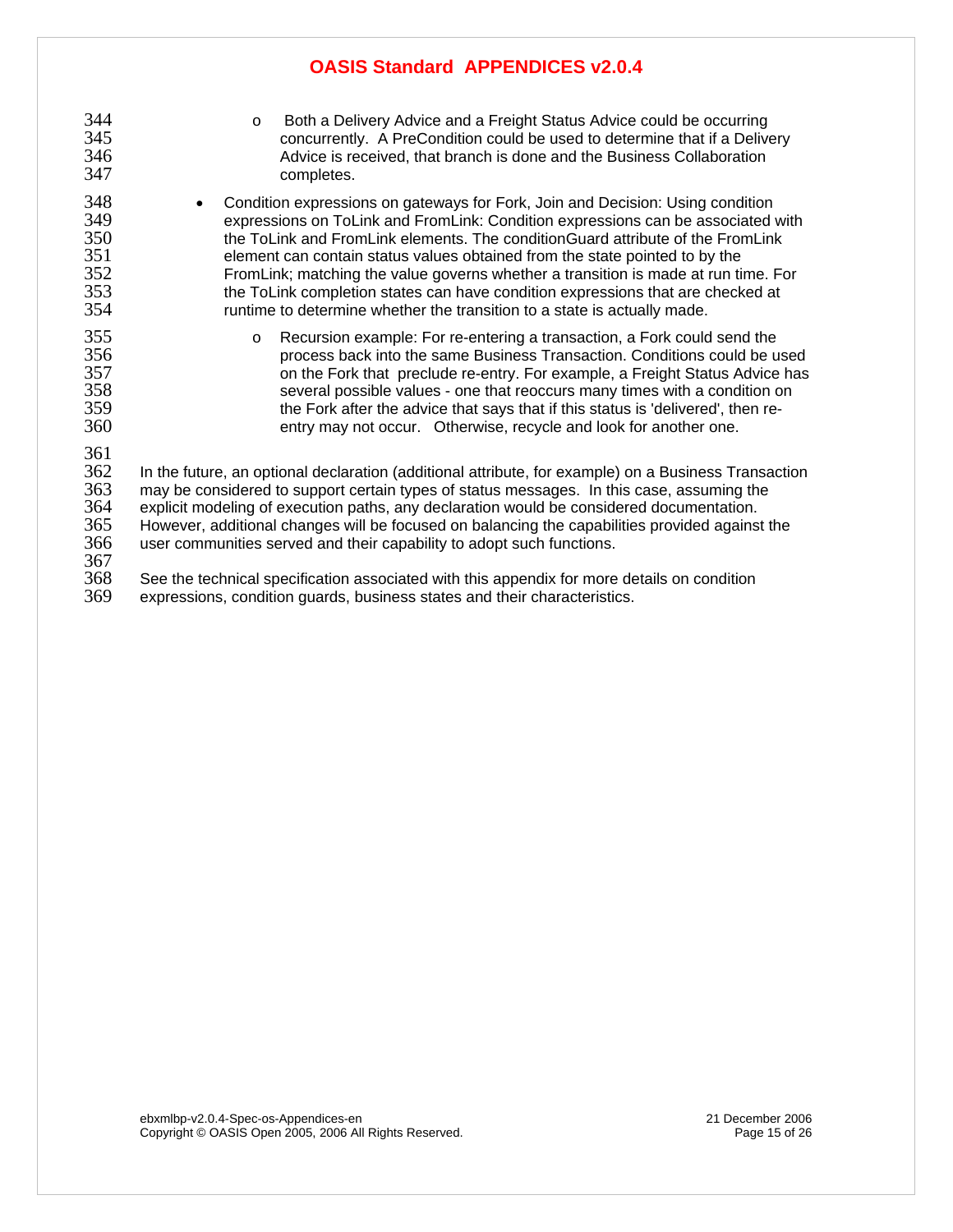- Both a Delivery Advice and a Freight Status Advice could be occurring concurrently. A PreCondition could be used to determine that if a Delivery Advice is received, that branch is done and the Business Collaboration completes.

- Condition expressions on gateways for Fork, Join and Decision: Using condition expressions on ToLink and FromLink: Condition expressions can be associated with the ToLink and FromLink elements. The conditionGuard attribute of the FromLink element can contain status values obtained from the state pointed to by the FromLink; matching the value governs whether a transition is made at run time. For the ToLink completion states can have condition expressions that are checked at runtime to determine whether the transition to a state is actually made.
    - Recursion example: For re-entering a transaction, a Fork could send the process back into the same Business Transaction. Conditions could be used on the Fork that preclude re-entry. For example, a Freight Status Advice has several possible values - one that reoccurs many times with a condition on the Fork after the advice that says that if this status is 'delivered', then re-entry may not occur. Otherwise, recycle and look for another one.

In the future, an optional declaration (additional attribute, for example) on a Business Transaction may be considered to support certain types of status messages. In this case, assuming the explicit modeling of execution paths, any declaration would be considered documentation. However, additional changes will be focused on balancing the capabilities provided against the user communities served and their capability to adopt such functions.

See the technical specification associated with this appendix for more details on condition expressions, condition guards, business states and their characteristics.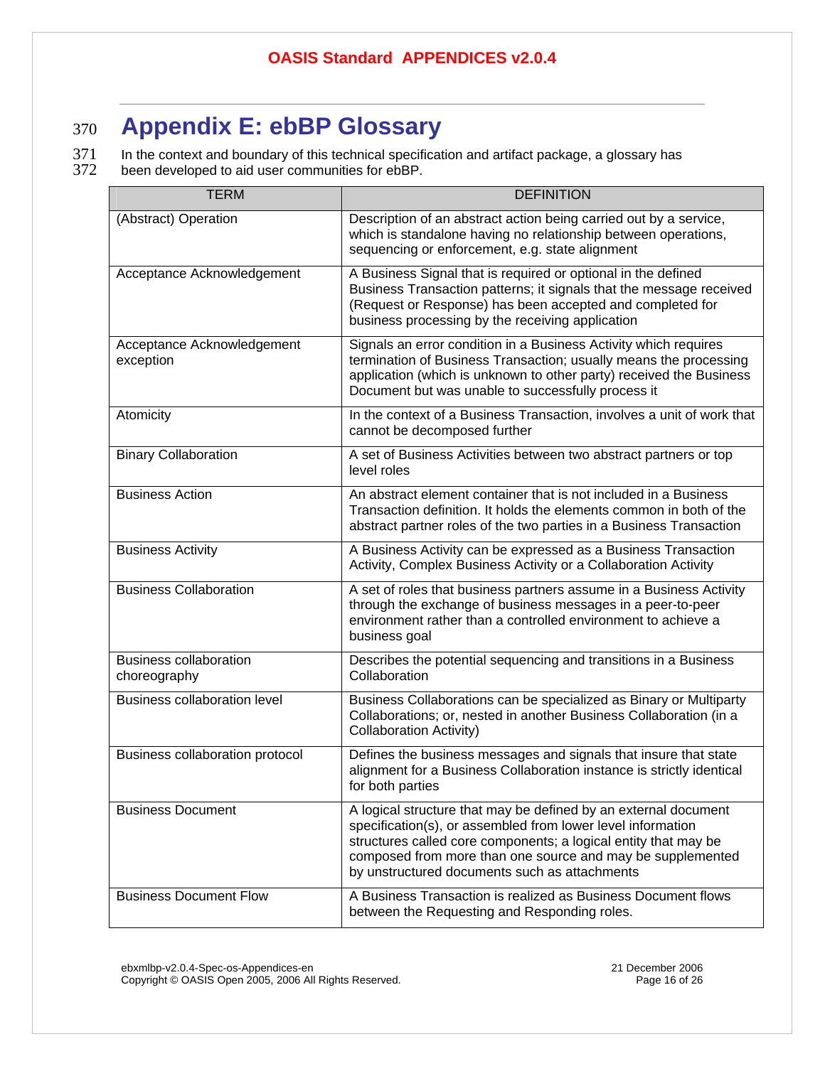# Appendix E: ebBP Glossary

In the context and boundary of this technical specification and artifact package, a glossary has been developed to aid user communities for ebBP.

| TERM | DEFINITION |
| --- | --- |
| (Abstract) Operation | Description of an abstract action being carried out by a service, which is standalone having no relationship between operations, sequencing or enforcement, e.g. state alignment |
| Acceptance Acknowledgement | A Business Signal that is required or optional in the defined Business Transaction patterns; it signals that the message received (Request or Response) has been accepted and completed for business processing by the receiving application |
| Acceptance Acknowledgement exception | Signals an error condition in a Business Activity which requires termination of Business Transaction; usually means the processing application (which is unknown to other party) received the Business Document but was unable to successfully process it |
| Atomicity | In the context of a Business Transaction, involves a unit of work that cannot be decomposed further |
| Binary Collaboration | A set of Business Activities between two abstract partners or top level roles |
| Business Action | An abstract element container that is not included in a Business Transaction definition. It holds the elements common in both of the abstract partner roles of the two parties in a Business Transaction |
| Business Activity | A Business Activity can be expressed as a Business Transaction Activity, Complex Business Activity or a Collaboration Activity |
| Business Collaboration | A set of roles that business partners assume in a Business Activity through the exchange of business messages in a peer-to-peer environment rather than a controlled environment to achieve a business goal |
| Business collaboration choreography | Describes the potential sequencing and transitions in a Business Collaboration |
| Business collaboration level | Business Collaborations can be specialized as Binary or Multiparty Collaborations; or, nested in another Business Collaboration (in a Collaboration Activity) |
| Business collaboration protocol | Defines the business messages and signals that insure that state alignment for a Business Collaboration instance is strictly identical for both parties |
| Business Document | A logical structure that may be defined by an external document specification(s), or assembled from lower level information structures called core components; a logical entity that may be composed from more than one source and may be supplemented by unstructured documents such as attachments |
| Business Document Flow | A Business Transaction is realized as Business Document flows between the Requesting and Responding roles. |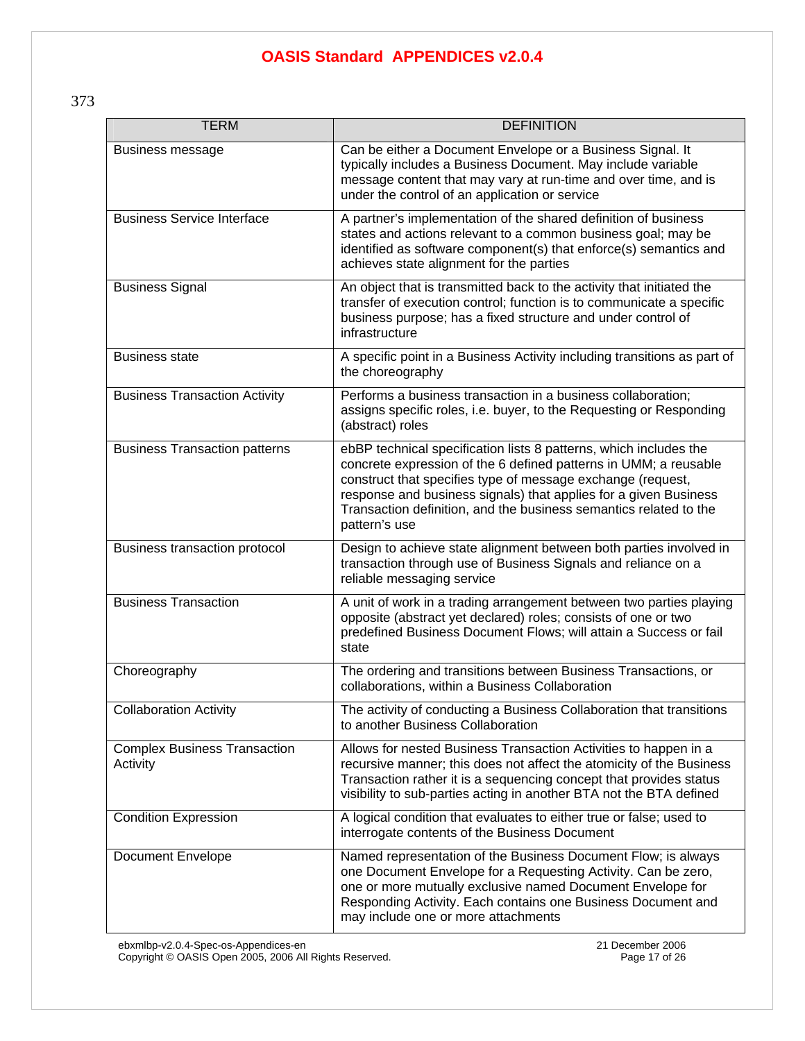373

| TERM | DEFINITION |
| --- | --- |
| Business message | Can be either a Document Envelope or a Business Signal. It typically includes a Business Document. May include variable message content that may vary at run-time and over time, and is under the control of an application or service |
| Business Service Interface | A partner's implementation of the shared definition of business states and actions relevant to a common business goal; may be identified as software component(s) that enforce(s) semantics and achieves state alignment for the parties |
| Business Signal | An object that is transmitted back to the activity that initiated the transfer of execution control; function is to communicate a specific business purpose; has a fixed structure and under control of infrastructure |
| Business state | A specific point in a Business Activity including transitions as part of the choreography |
| Business Transaction Activity | Performs a business transaction in a business collaboration; assigns specific roles, i.e. buyer, to the Requesting or Responding (abstract) roles |
| Business Transaction patterns | ebBP technical specification lists 8 patterns, which includes the concrete expression of the 6 defined patterns in UMM; a reusable construct that specifies type of message exchange (request, response and business signals) that applies for a given Business Transaction definition, and the business semantics related to the pattern's use |
| Business transaction protocol | Design to achieve state alignment between both parties involved in transaction through use of Business Signals and reliance on a reliable messaging service |
| Business Transaction | A unit of work in a trading arrangement between two parties playing opposite (abstract yet declared) roles; consists of one or two predefined Business Document Flows; will attain a Success or fail state |
| Choreography | The ordering and transitions between Business Transactions, or collaborations, within a Business Collaboration |
| Collaboration Activity | The activity of conducting a Business Collaboration that transitions to another Business Collaboration |
| Complex Business Transaction Activity | Allows for nested Business Transaction Activities to happen in a recursive manner; this does not affect the atomicity of the Business Transaction rather it is a sequencing concept that provides status visibility to sub-parties acting in another BTA not the BTA defined |
| Condition Expression | A logical condition that evaluates to either true or false; used to interrogate contents of the Business Document |
| Document Envelope | Named representation of the Business Document Flow; is always one Document Envelope for a Requesting Activity. Can be zero, one or more mutually exclusive named Document Envelope for Responding Activity. Each contains one Business Document and may include one or more attachments |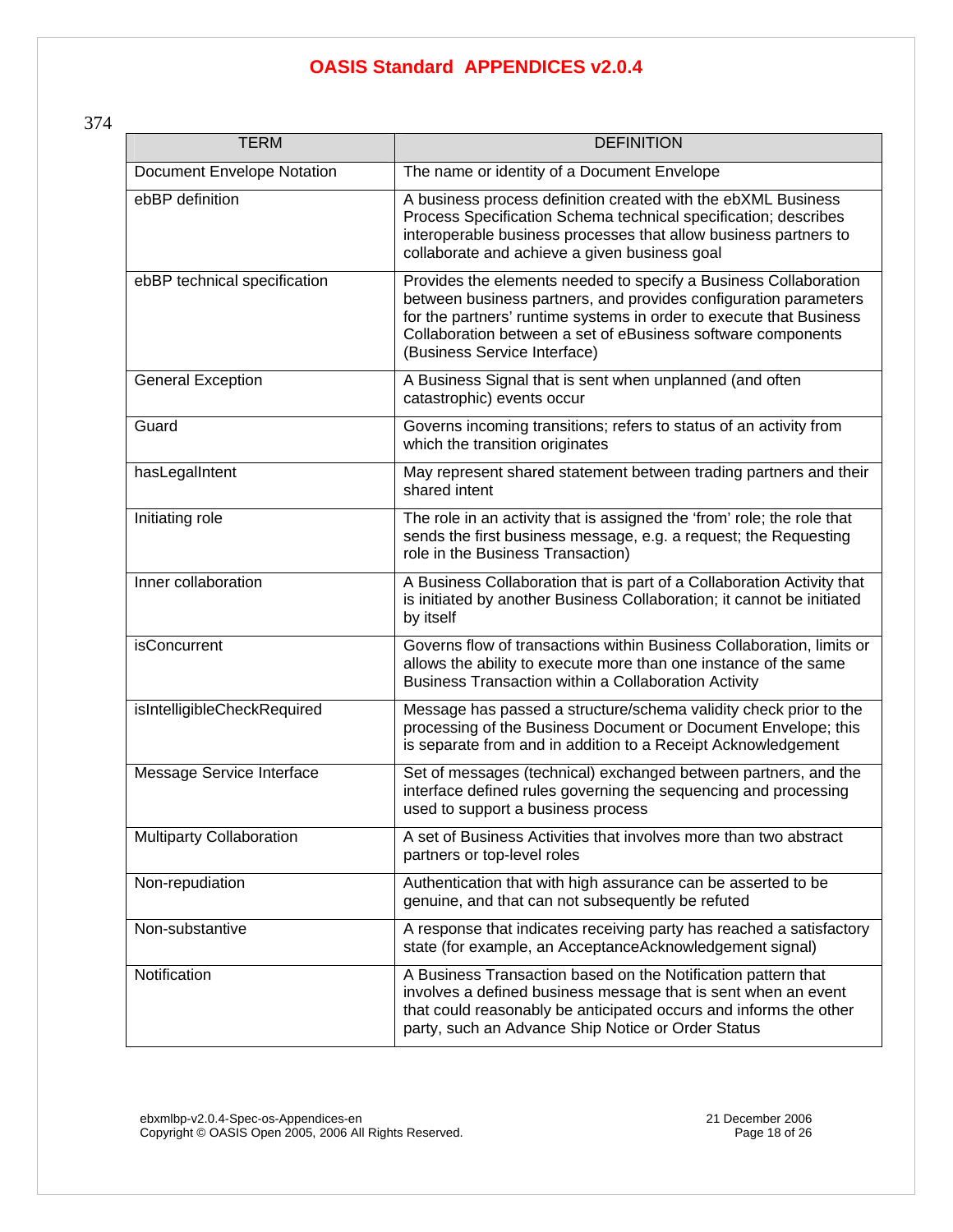374

| TERM | DEFINITION |
|---|---|
| Document Envelope Notation | The name or identity of a Document Envelope |
| ebBP definition | A business process definition created with the ebXML Business Process Specification Schema technical specification; describes interoperable business processes that allow business partners to collaborate and achieve a given business goal |
| ebBP technical specification | Provides the elements needed to specify a Business Collaboration between business partners, and provides configuration parameters for the partners' runtime systems in order to execute that Business Collaboration between a set of eBusiness software components (Business Service Interface) |
| General Exception | A Business Signal that is sent when unplanned (and often catastrophic) events occur |
| Guard | Governs incoming transitions; refers to status of an activity from which the transition originates |
| hasLegalIntent | May represent shared statement between trading partners and their shared intent |
| Initiating role | The role in an activity that is assigned the 'from' role; the role that sends the first business message, e.g. a request; the Requesting role in the Business Transaction) |
| Inner collaboration | A Business Collaboration that is part of a Collaboration Activity that is initiated by another Business Collaboration; it cannot be initiated by itself |
| isConcurrent | Governs flow of transactions within Business Collaboration, limits or allows the ability to execute more than one instance of the same Business Transaction within a Collaboration Activity |
| isIntelligibleCheckRequired | Message has passed a structure/schema validity check prior to the processing of the Business Document or Document Envelope; this is separate from and in addition to a Receipt Acknowledgement |
| Message Service Interface | Set of messages (technical) exchanged between partners, and the interface defined rules governing the sequencing and processing used to support a business process |
| Multiparty Collaboration | A set of Business Activities that involves more than two abstract partners or top-level roles |
| Non-repudiation | Authentication that with high assurance can be asserted to be genuine, and that can not subsequently be refuted |
| Non-substantive | A response that indicates receiving party has reached a satisfactory state (for example, an AcceptanceAcknowledgement signal) |
| Notification | A Business Transaction based on the Notification pattern that involves a defined business message that is sent when an event that could reasonably be anticipated occurs and informs the other party, such an Advance Ship Notice or Order Status |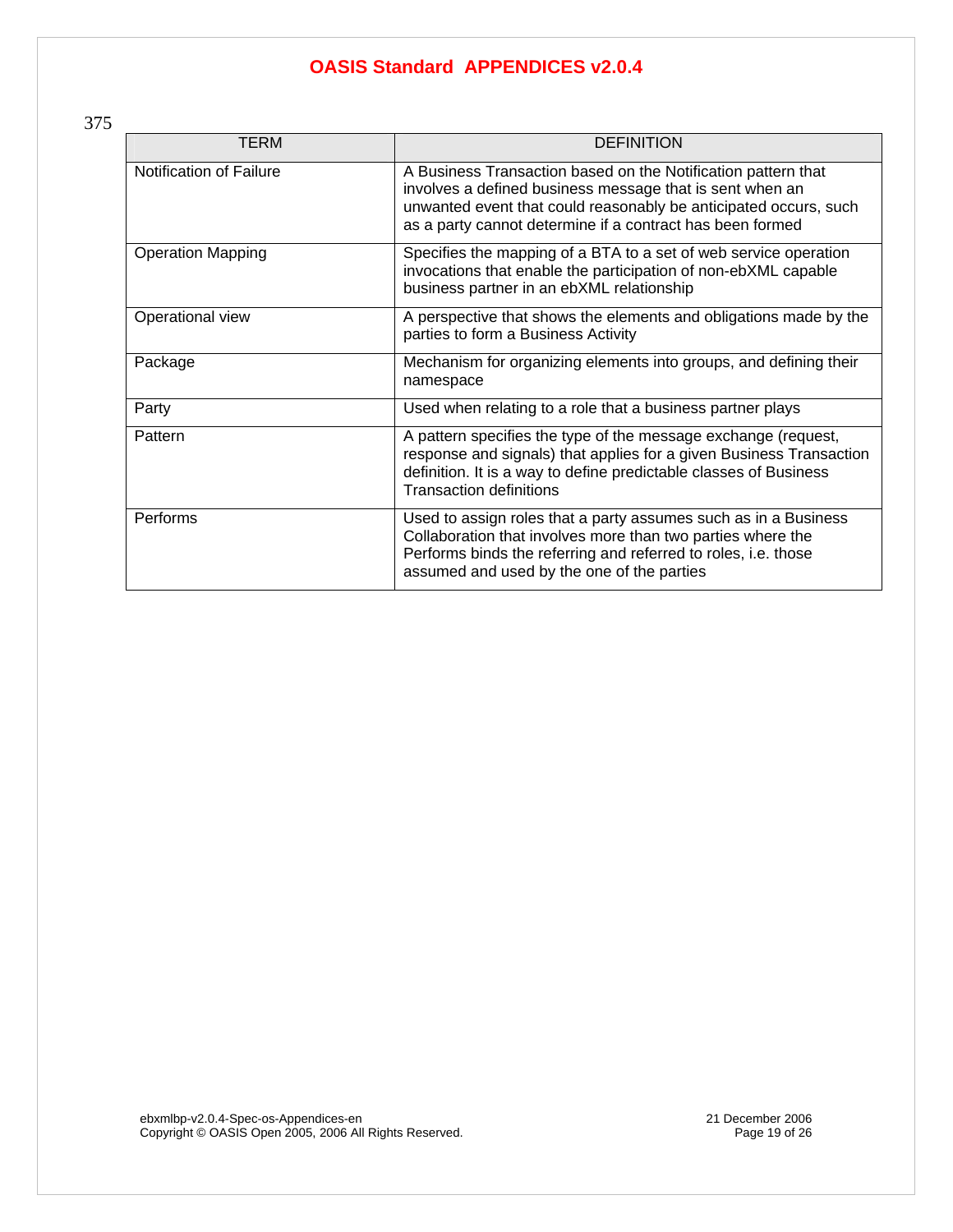375

| TERM | DEFINITION |
|---|---|
| Notification of Failure | A Business Transaction based on the Notification pattern that involves a defined business message that is sent when an unwanted event that could reasonably be anticipated occurs, such as a party cannot determine if a contract has been formed |
| Operation Mapping | Specifies the mapping of a BTA to a set of web service operation invocations that enable the participation of non-ebXML capable business partner in an ebXML relationship |
| Operational view | A perspective that shows the elements and obligations made by the parties to form a Business Activity |
| Package | Mechanism for organizing elements into groups, and defining their namespace |
| Party | Used when relating to a role that a business partner plays |
| Pattern | A pattern specifies the type of the message exchange (request, response and signals) that applies for a given Business Transaction definition. It is a way to define predictable classes of Business Transaction definitions |
| Performs | Used to assign roles that a party assumes such as in a Business Collaboration that involves more than two parties where the Performs binds the referring and referred to roles, i.e. those assumed and used by the one of the parties |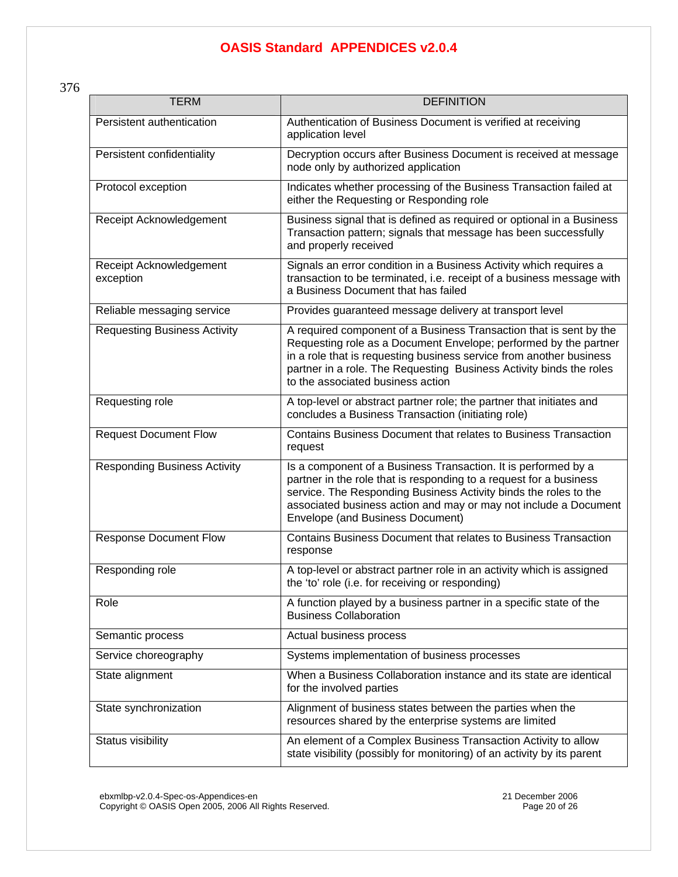376

| TERM | DEFINITION |
|---|---|
| Persistent authentication | Authentication of Business Document is verified at receiving application level |
| Persistent confidentiality | Decryption occurs after Business Document is received at message node only by authorized application |
| Protocol exception | Indicates whether processing of the Business Transaction failed at either the Requesting or Responding role |
| Receipt Acknowledgement | Business signal that is defined as required or optional in a Business Transaction pattern; signals that message has been successfully and properly received |
| Receipt Acknowledgement exception | Signals an error condition in a Business Activity which requires a transaction to be terminated, i.e. receipt of a business message with a Business Document that has failed |
| Reliable messaging service | Provides guaranteed message delivery at transport level |
| Requesting Business Activity | A required component of a Business Transaction that is sent by the Requesting role as a Document Envelope; performed by the partner in a role that is requesting business service from another business partner in a role. The Requesting Business Activity binds the roles to the associated business action |
| Requesting role | A top-level or abstract partner role; the partner that initiates and concludes a Business Transaction (initiating role) |
| Request Document Flow | Contains Business Document that relates to Business Transaction request |
| Responding Business Activity | Is a component of a Business Transaction. It is performed by a partner in the role that is responding to a request for a business service. The Responding Business Activity binds the roles to the associated business action and may or may not include a Document Envelope (and Business Document) |
| Response Document Flow | Contains Business Document that relates to Business Transaction response |
| Responding role | A top-level or abstract partner role in an activity which is assigned the 'to' role (i.e. for receiving or responding) |
| Role | A function played by a business partner in a specific state of the Business Collaboration |
| Semantic process | Actual business process |
| Service choreography | Systems implementation of business processes |
| State alignment | When a Business Collaboration instance and its state are identical for the involved parties |
| State synchronization | Alignment of business states between the parties when the resources shared by the enterprise systems are limited |
| Status visibility | An element of a Complex Business Transaction Activity to allow state visibility (possibly for monitoring) of an activity by its parent |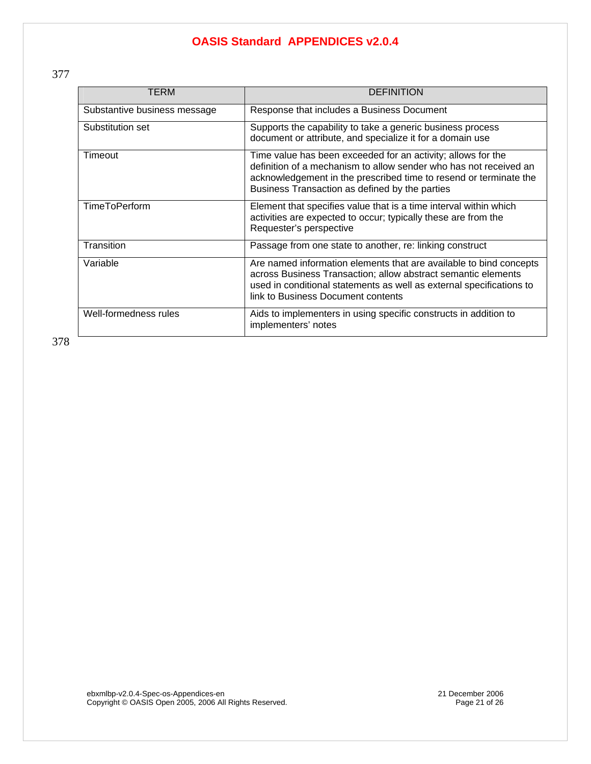377

| TERM | DEFINITION |
| --- | --- |
| Substantive business message | Response that includes a Business Document |
| Substitution set | Supports the capability to take a generic business process document or attribute, and specialize it for a domain use |
| Timeout | Time value has been exceeded for an activity; allows for the definition of a mechanism to allow sender who has not received an acknowledgement in the prescribed time to resend or terminate the Business Transaction as defined by the parties |
| TimeToPerform | Element that specifies value that is a time interval within which activities are expected to occur; typically these are from the Requester's perspective |
| Transition | Passage from one state to another, re: linking construct |
| Variable | Are named information elements that are available to bind concepts across Business Transaction; allow abstract semantic elements used in conditional statements as well as external specifications to link to Business Document contents |
| Well-formedness rules | Aids to implementers in using specific constructs in addition to implementers' notes |

378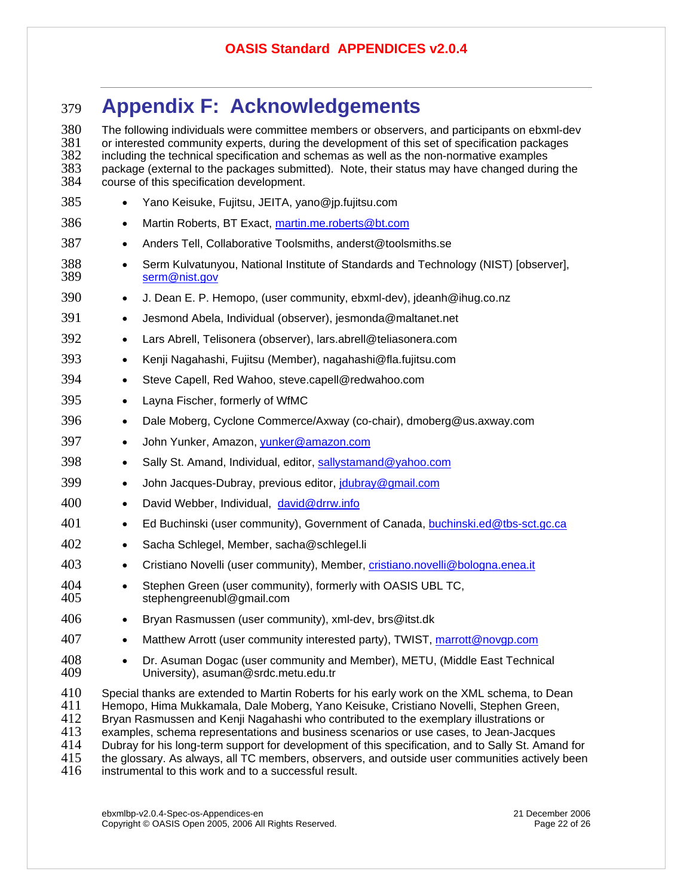# Appendix F: Acknowledgements

The following individuals were committee members or observers, and participants on ebxml-dev or interested community experts, during the development of this set of specification packages including the technical specification and schemas as well as the non-normative examples package (external to the packages submitted). Note, their status may have changed during the course of this specification development.

- Yano Keisuke, Fujitsu, JEITA, yano@jp.fujitsu.com
- Martin Roberts, BT Exact, martin.me.roberts@bt.com
- Anders Tell, Collaborative Toolsmiths, anderst@toolsmiths.se
- Serm Kulvatunyou, National Institute of Standards and Technology (NIST) [observer], serm@nist.gov
- J. Dean E. P. Hemopo, (user community, ebxml-dev), jdeanh@ihug.co.nz
- Jesmond Abela, Individual (observer), jesmonda@maltanet.net
- Lars Abrell, Telisonera (observer), lars.abrell@teliasonera.com
- Kenji Nagahashi, Fujitsu (Member), nagahashi@fla.fujitsu.com
- Steve Capell, Red Wahoo, steve.capell@redwahoo.com
- Layna Fischer, formerly of WfMC
- Dale Moberg, Cyclone Commerce/Axway (co-chair), dmoberg@us.axway.com
- John Yunker, Amazon, yunker@amazon.com
- Sally St. Amand, Individual, editor, sallystamand@yahoo.com
- John Jacques-Dubray, previous editor, jdubray@gmail.com
- David Webber, Individual, david@drrw.info
- Ed Buchinski (user community), Government of Canada, buchinski.ed@tbs-sct.gc.ca
- Sacha Schlegel, Member, sacha@schlegel.li
- Cristiano Novelli (user community), Member, cristiano.novelli@bologna.enea.it
- Stephen Green (user community), formerly with OASIS UBL TC, stephengreenubl@gmail.com
- Bryan Rasmussen (user community), xml-dev, brs@itst.dk
- Matthew Arrott (user community interested party), TWIST, marrott@novgp.com
- Dr. Asuman Dogac (user community and Member), METU, (Middle East Technical University), asuman@srdc.metu.edu.tr

Special thanks are extended to Martin Roberts for his early work on the XML schema, to Dean Hemopo, Hima Mukkamala, Dale Moberg, Yano Keisuke, Cristiano Novelli, Stephen Green, Bryan Rasmussen and Kenji Nagahashi who contributed to the exemplary illustrations or examples, schema representations and business scenarios or use cases, to Jean-Jacques Dubray for his long-term support for development of this specification, and to Sally St. Amand for the glossary. As always, all TC members, observers, and outside user communities actively been instrumental to this work and to a successful result.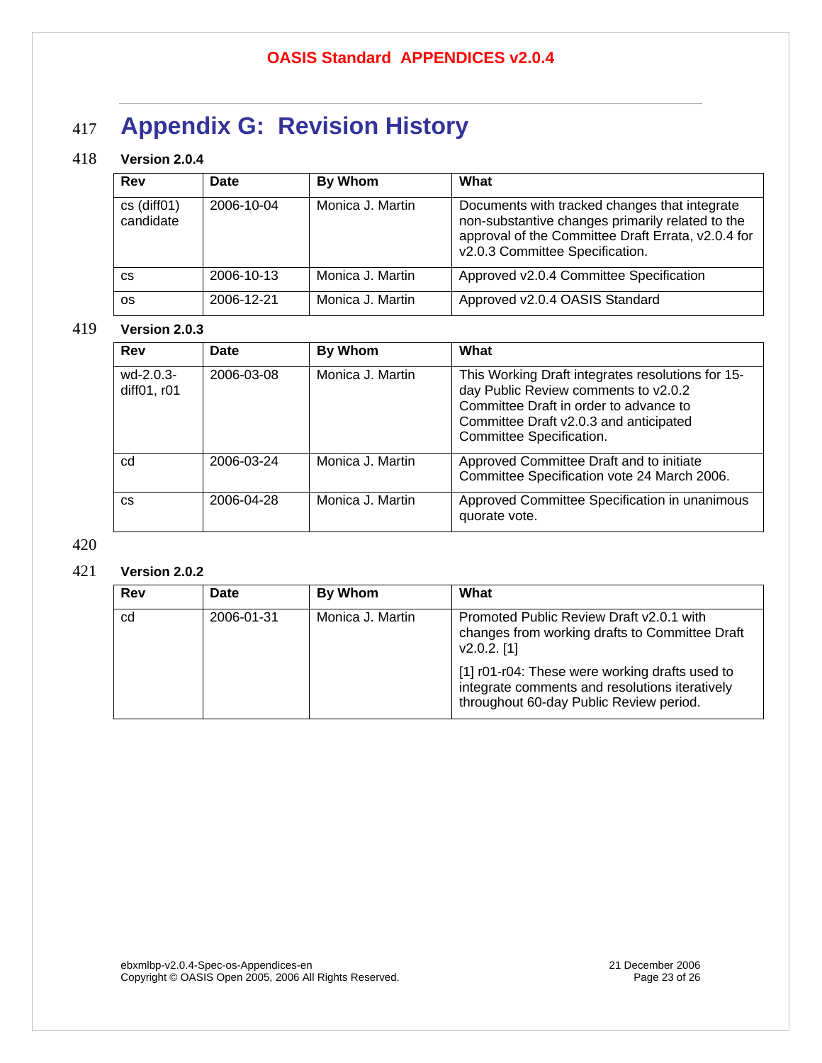# Appendix G: Revision History

**Version 2.0.4**

| Rev | Date | By Whom | What |
|---|---|---|---|
| cs (diff01) candidate | 2006-10-04 | Monica J. Martin | Documents with tracked changes that integrate non-substantive changes primarily related to the approval of the Committee Draft Errata, v2.0.4 for v2.0.3 Committee Specification. |
| cs | 2006-10-13 | Monica J. Martin | Approved v2.0.4 Committee Specification |
| os | 2006-12-21 | Monica J. Martin | Approved v2.0.4 OASIS Standard |

**Version 2.0.3**

| Rev | Date | By Whom | What |
|---|---|---|---|
| wd-2.0.3-diff01, r01 | 2006-03-08 | Monica J. Martin | This Working Draft integrates resolutions for 15-day Public Review comments to v2.0.2 Committee Draft in order to advance to Committee Draft v2.0.3 and anticipated Committee Specification. |
| cd | 2006-03-24 | Monica J. Martin | Approved Committee Draft and to initiate Committee Specification vote 24 March 2006. |
| cs | 2006-04-28 | Monica J. Martin | Approved Committee Specification in unanimous quorate vote. |

**Version 2.0.2**

| Rev | Date | By Whom | What |
|---|---|---|---|
| cd | 2006-01-31 | Monica J. Martin | Promoted Public Review Draft v2.0.1 with changes from working drafts to Committee Draft v2.0.2. [1]<br><br>[1] r01-r04: These were working drafts used to integrate comments and resolutions iteratively throughout 60-day Public Review period. |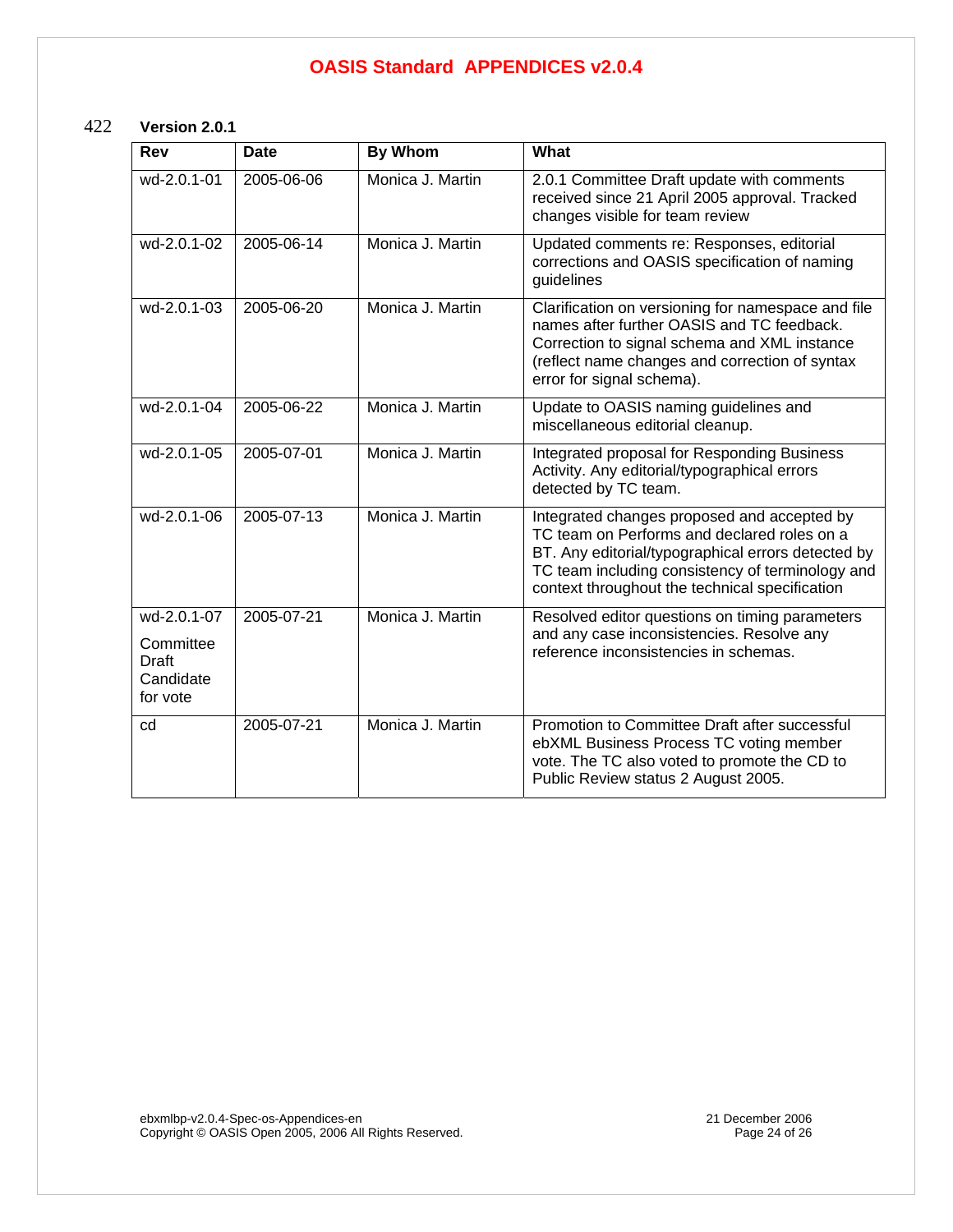422 **Version 2.0.1**

| Rev | Date | By Whom | What |
|---|---|---|---|
| wd-2.0.1-01 | 2005-06-06 | Monica J. Martin | 2.0.1 Committee Draft update with comments received since 21 April 2005 approval. Tracked changes visible for team review |
| wd-2.0.1-02 | 2005-06-14 | Monica J. Martin | Updated comments re: Responses, editorial corrections and OASIS specification of naming guidelines |
| wd-2.0.1-03 | 2005-06-20 | Monica J. Martin | Clarification on versioning for namespace and file names after further OASIS and TC feedback. Correction to signal schema and XML instance (reflect name changes and correction of syntax error for signal schema). |
| wd-2.0.1-04 | 2005-06-22 | Monica J. Martin | Update to OASIS naming guidelines and miscellaneous editorial cleanup. |
| wd-2.0.1-05 | 2005-07-01 | Monica J. Martin | Integrated proposal for Responding Business Activity. Any editorial/typographical errors detected by TC team. |
| wd-2.0.1-06 | 2005-07-13 | Monica J. Martin | Integrated changes proposed and accepted by TC team on Performs and declared roles on a BT. Any editorial/typographical errors detected by TC team including consistency of terminology and context throughout the technical specification |
| wd-2.0.1-07 Committee Draft Candidate for vote | 2005-07-21 | Monica J. Martin | Resolved editor questions on timing parameters and any case inconsistencies. Resolve any reference inconsistencies in schemas. |
| cd | 2005-07-21 | Monica J. Martin | Promotion to Committee Draft after successful ebXML Business Process TC voting member vote. The TC also voted to promote the CD to Public Review status 2 August 2005. |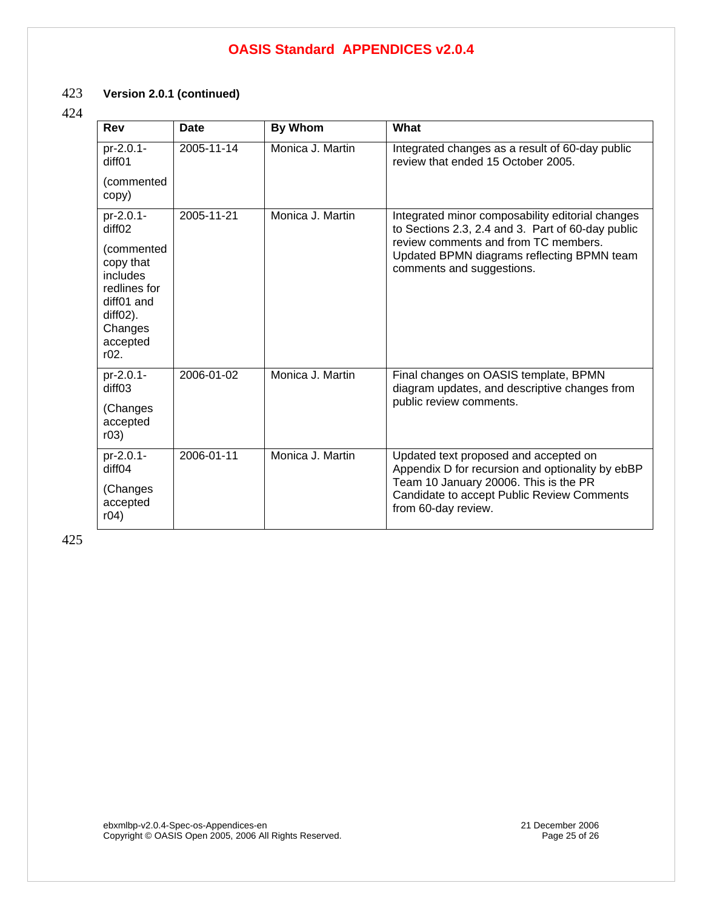**Version 2.0.1 (continued)**

| Rev | Date | By Whom | What |
|---|---|---|---|
| pr-2.0.1-diff01 (commented copy) | 2005-11-14 | Monica J. Martin | Integrated changes as a result of 60-day public review that ended 15 October 2005. |
| pr-2.0.1-diff02 (commented copy that includes redlines for diff01 and diff02). Changes accepted r02. | 2005-11-21 | Monica J. Martin | Integrated minor composability editorial changes to Sections 2.3, 2.4 and 3. Part of 60-day public review comments and from TC members. Updated BPMN diagrams reflecting BPMN team comments and suggestions. |
| pr-2.0.1-diff03 (Changes accepted r03) | 2006-01-02 | Monica J. Martin | Final changes on OASIS template, BPMN diagram updates, and descriptive changes from public review comments. |
| pr-2.0.1-diff04 (Changes accepted r04) | 2006-01-11 | Monica J. Martin | Updated text proposed and accepted on Appendix D for recursion and optionality by ebBP Team 10 January 20006. This is the PR Candidate to accept Public Review Comments from 60-day review. |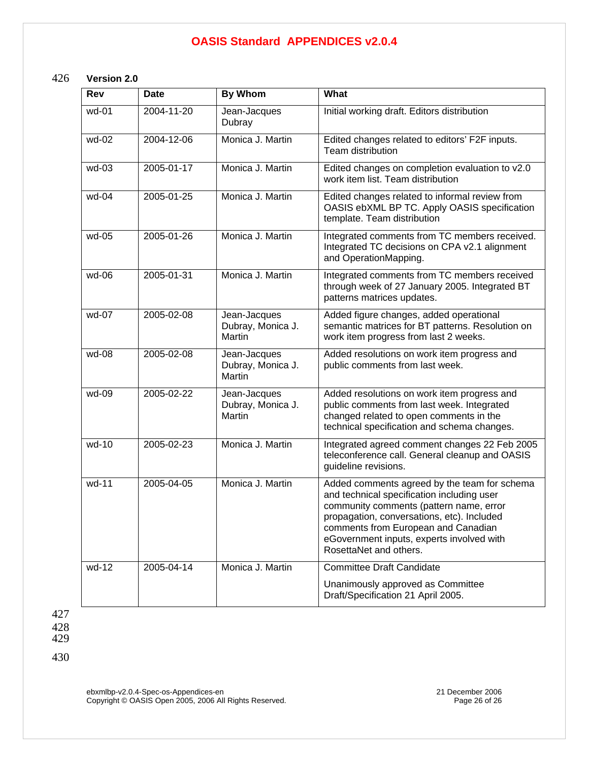**Version 2.0**

| Rev | Date | By Whom | What |
|---|---|---|---|
| wd-01 | 2004-11-20 | Jean-Jacques Dubray | Initial working draft. Editors distribution |
| wd-02 | 2004-12-06 | Monica J. Martin | Edited changes related to editors' F2F inputs. Team distribution |
| wd-03 | 2005-01-17 | Monica J. Martin | Edited changes on completion evaluation to v2.0 work item list. Team distribution |
| wd-04 | 2005-01-25 | Monica J. Martin | Edited changes related to informal review from OASIS ebXML BP TC. Apply OASIS specification template. Team distribution |
| wd-05 | 2005-01-26 | Monica J. Martin | Integrated comments from TC members received. Integrated TC decisions on CPA v2.1 alignment and OperationMapping. |
| wd-06 | 2005-01-31 | Monica J. Martin | Integrated comments from TC members received through week of 27 January 2005. Integrated BT patterns matrices updates. |
| wd-07 | 2005-02-08 | Jean-Jacques Dubray, Monica J. Martin | Added figure changes, added operational semantic matrices for BT patterns. Resolution on work item progress from last 2 weeks. |
| wd-08 | 2005-02-08 | Jean-Jacques Dubray, Monica J. Martin | Added resolutions on work item progress and public comments from last week. |
| wd-09 | 2005-02-22 | Jean-Jacques Dubray, Monica J. Martin | Added resolutions on work item progress and public comments from last week. Integrated changed related to open comments in the technical specification and schema changes. |
| wd-10 | 2005-02-23 | Monica J. Martin | Integrated agreed comment changes 22 Feb 2005 teleconference call. General cleanup and OASIS guideline revisions. |
| wd-11 | 2005-04-05 | Monica J. Martin | Added comments agreed by the team for schema and technical specification including user community comments (pattern name, error propagation, conversations, etc). Included comments from European and Canadian eGovernment inputs, experts involved with RosettaNet and others. |
| wd-12 | 2005-04-14 | Monica J. Martin | Committee Draft Candidate<br><br>Unanimously approved as Committee Draft/Specification 21 April 2005. |